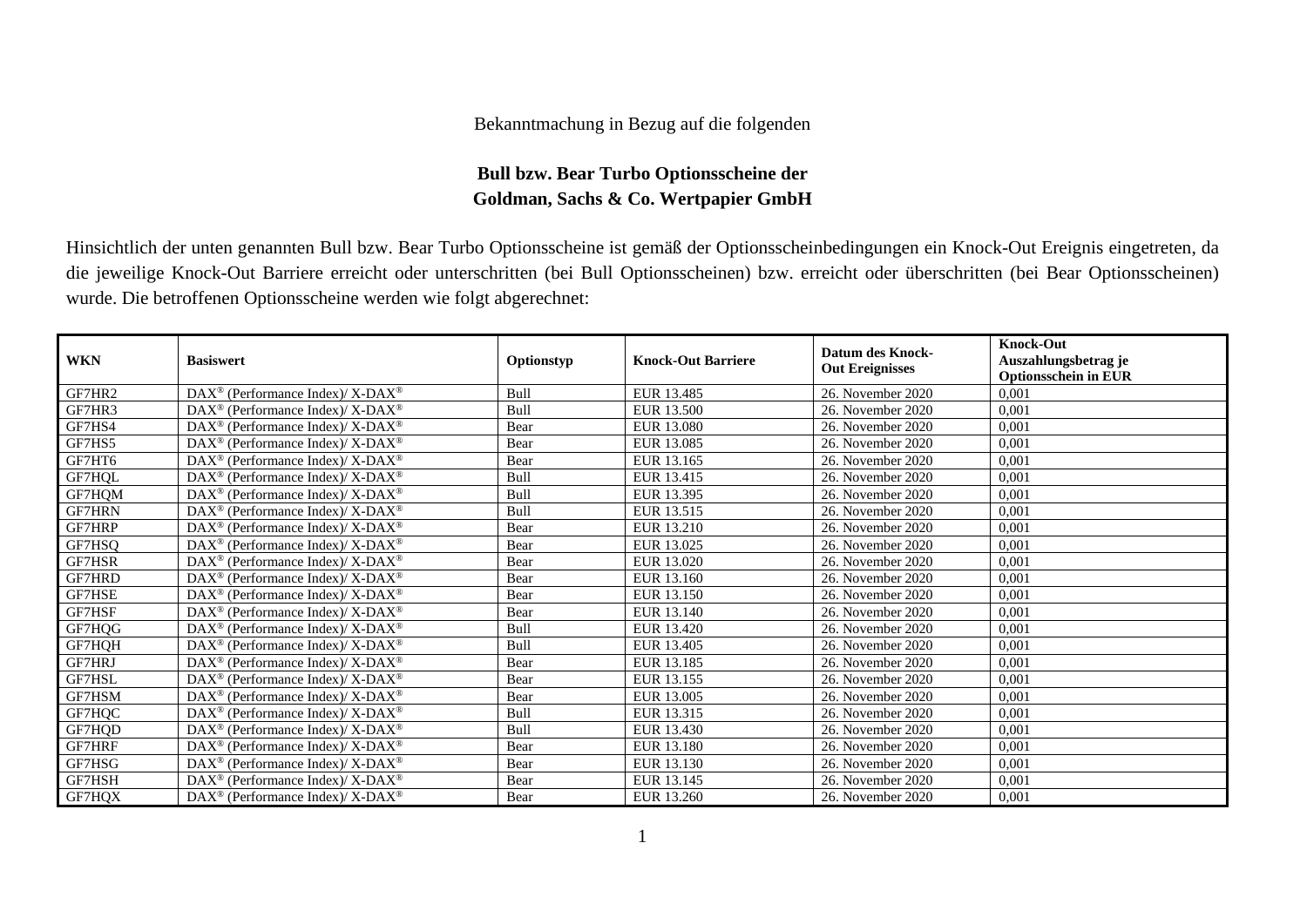Bekanntmachung in Bezug auf die folgenden

**Bull bzw. Bear Turbo Optionsscheine der**
**Goldman, Sachs & Co. Wertpapier GmbH**

Hinsichtlich der unten genannten Bull bzw. Bear Turbo Optionsscheine ist gemäß der Optionsscheinbedingungen ein Knock-Out Ereignis eingetreten, da die jeweilige Knock-Out Barriere erreicht oder unterschritten (bei Bull Optionsscheinen) bzw. erreicht oder überschritten (bei Bear Optionsscheinen) wurde. Die betroffenen Optionsscheine werden wie folgt abgerechnet:

| WKN | Basiswert | Optionstyp | Knock-Out Barriere | Datum des Knock-Out Ereignisses | Knock-Out Auszahlungsbetrag je Optionsschein in EUR |
|---|---|---|---|---|---|
| GF7HR2 | DAX® (Performance Index)/ X-DAX® | Bull | EUR 13.485 | 26. November 2020 | 0,001 |
| GF7HR3 | DAX® (Performance Index)/ X-DAX® | Bull | EUR 13.500 | 26. November 2020 | 0,001 |
| GF7HS4 | DAX® (Performance Index)/ X-DAX® | Bear | EUR 13.080 | 26. November 2020 | 0,001 |
| GF7HS5 | DAX® (Performance Index)/ X-DAX® | Bear | EUR 13.085 | 26. November 2020 | 0,001 |
| GF7HT6 | DAX® (Performance Index)/ X-DAX® | Bear | EUR 13.165 | 26. November 2020 | 0,001 |
| GF7HQL | DAX® (Performance Index)/ X-DAX® | Bull | EUR 13.415 | 26. November 2020 | 0,001 |
| GF7HQM | DAX® (Performance Index)/ X-DAX® | Bull | EUR 13.395 | 26. November 2020 | 0,001 |
| GF7HRN | DAX® (Performance Index)/ X-DAX® | Bull | EUR 13.515 | 26. November 2020 | 0,001 |
| GF7HRP | DAX® (Performance Index)/ X-DAX® | Bear | EUR 13.210 | 26. November 2020 | 0,001 |
| GF7HSQ | DAX® (Performance Index)/ X-DAX® | Bear | EUR 13.025 | 26. November 2020 | 0,001 |
| GF7HSR | DAX® (Performance Index)/ X-DAX® | Bear | EUR 13.020 | 26. November 2020 | 0,001 |
| GF7HRD | DAX® (Performance Index)/ X-DAX® | Bear | EUR 13.160 | 26. November 2020 | 0,001 |
| GF7HSE | DAX® (Performance Index)/ X-DAX® | Bear | EUR 13.150 | 26. November 2020 | 0,001 |
| GF7HSF | DAX® (Performance Index)/ X-DAX® | Bear | EUR 13.140 | 26. November 2020 | 0,001 |
| GF7HQG | DAX® (Performance Index)/ X-DAX® | Bull | EUR 13.420 | 26. November 2020 | 0,001 |
| GF7HQH | DAX® (Performance Index)/ X-DAX® | Bull | EUR 13.405 | 26. November 2020 | 0,001 |
| GF7HRJ | DAX® (Performance Index)/ X-DAX® | Bear | EUR 13.185 | 26. November 2020 | 0,001 |
| GF7HSL | DAX® (Performance Index)/ X-DAX® | Bear | EUR 13.155 | 26. November 2020 | 0,001 |
| GF7HSM | DAX® (Performance Index)/ X-DAX® | Bear | EUR 13.005 | 26. November 2020 | 0,001 |
| GF7HQC | DAX® (Performance Index)/ X-DAX® | Bull | EUR 13.315 | 26. November 2020 | 0,001 |
| GF7HQD | DAX® (Performance Index)/ X-DAX® | Bull | EUR 13.430 | 26. November 2020 | 0,001 |
| GF7HRF | DAX® (Performance Index)/ X-DAX® | Bear | EUR 13.180 | 26. November 2020 | 0,001 |
| GF7HSG | DAX® (Performance Index)/ X-DAX® | Bear | EUR 13.130 | 26. November 2020 | 0,001 |
| GF7HSH | DAX® (Performance Index)/ X-DAX® | Bear | EUR 13.145 | 26. November 2020 | 0,001 |
| GF7HQX | DAX® (Performance Index)/ X-DAX® | Bear | EUR 13.260 | 26. November 2020 | 0,001 |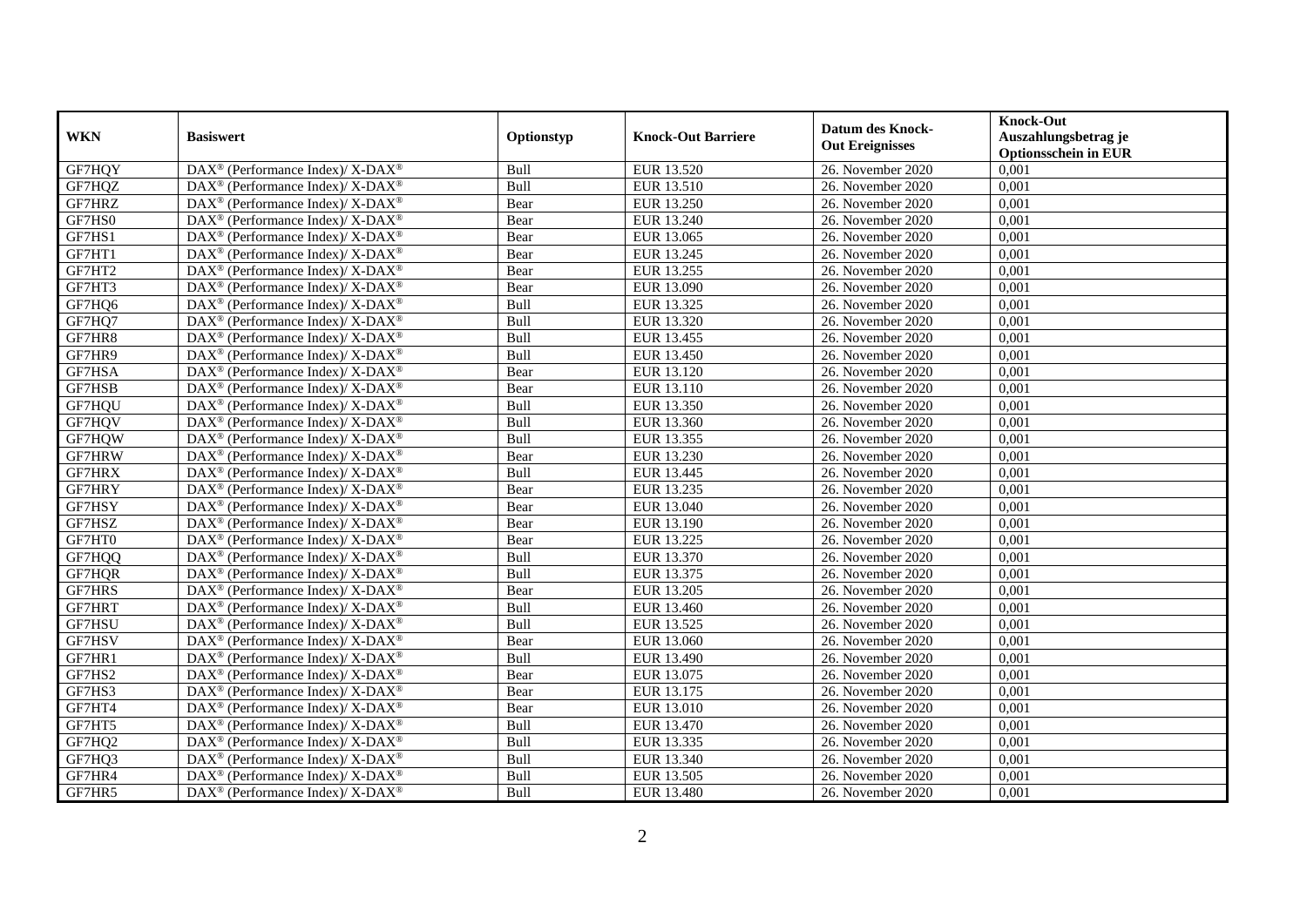| WKN | Basiswert | Optionstyp | Knock-Out Barriere | Datum des Knock-Out Ereignisses | Knock-Out Auszahlungsbetrag je Optionsschein in EUR |
|---|---|---|---|---|---|
| GF7HQY | DAX® (Performance Index)/ X-DAX® | Bull | EUR 13.520 | 26. November 2020 | 0,001 |
| GF7HQZ | DAX® (Performance Index)/ X-DAX® | Bull | EUR 13.510 | 26. November 2020 | 0,001 |
| GF7HRZ | DAX® (Performance Index)/ X-DAX® | Bear | EUR 13.250 | 26. November 2020 | 0,001 |
| GF7HS0 | DAX® (Performance Index)/ X-DAX® | Bear | EUR 13.240 | 26. November 2020 | 0,001 |
| GF7HS1 | DAX® (Performance Index)/ X-DAX® | Bear | EUR 13.065 | 26. November 2020 | 0,001 |
| GF7HT1 | DAX® (Performance Index)/ X-DAX® | Bear | EUR 13.245 | 26. November 2020 | 0,001 |
| GF7HT2 | DAX® (Performance Index)/ X-DAX® | Bear | EUR 13.255 | 26. November 2020 | 0,001 |
| GF7HT3 | DAX® (Performance Index)/ X-DAX® | Bear | EUR 13.090 | 26. November 2020 | 0,001 |
| GF7HQ6 | DAX® (Performance Index)/ X-DAX® | Bull | EUR 13.325 | 26. November 2020 | 0,001 |
| GF7HQ7 | DAX® (Performance Index)/ X-DAX® | Bull | EUR 13.320 | 26. November 2020 | 0,001 |
| GF7HR8 | DAX® (Performance Index)/ X-DAX® | Bull | EUR 13.455 | 26. November 2020 | 0,001 |
| GF7HR9 | DAX® (Performance Index)/ X-DAX® | Bull | EUR 13.450 | 26. November 2020 | 0,001 |
| GF7HSA | DAX® (Performance Index)/ X-DAX® | Bear | EUR 13.120 | 26. November 2020 | 0,001 |
| GF7HSB | DAX® (Performance Index)/ X-DAX® | Bear | EUR 13.110 | 26. November 2020 | 0,001 |
| GF7HQU | DAX® (Performance Index)/ X-DAX® | Bull | EUR 13.350 | 26. November 2020 | 0,001 |
| GF7HQV | DAX® (Performance Index)/ X-DAX® | Bull | EUR 13.360 | 26. November 2020 | 0,001 |
| GF7HQW | DAX® (Performance Index)/ X-DAX® | Bull | EUR 13.355 | 26. November 2020 | 0,001 |
| GF7HRW | DAX® (Performance Index)/ X-DAX® | Bear | EUR 13.230 | 26. November 2020 | 0,001 |
| GF7HRX | DAX® (Performance Index)/ X-DAX® | Bull | EUR 13.445 | 26. November 2020 | 0,001 |
| GF7HRY | DAX® (Performance Index)/ X-DAX® | Bear | EUR 13.235 | 26. November 2020 | 0,001 |
| GF7HSY | DAX® (Performance Index)/ X-DAX® | Bear | EUR 13.040 | 26. November 2020 | 0,001 |
| GF7HSZ | DAX® (Performance Index)/ X-DAX® | Bear | EUR 13.190 | 26. November 2020 | 0,001 |
| GF7HT0 | DAX® (Performance Index)/ X-DAX® | Bear | EUR 13.225 | 26. November 2020 | 0,001 |
| GF7HQQ | DAX® (Performance Index)/ X-DAX® | Bull | EUR 13.370 | 26. November 2020 | 0,001 |
| GF7HQR | DAX® (Performance Index)/ X-DAX® | Bull | EUR 13.375 | 26. November 2020 | 0,001 |
| GF7HRS | DAX® (Performance Index)/ X-DAX® | Bear | EUR 13.205 | 26. November 2020 | 0,001 |
| GF7HRT | DAX® (Performance Index)/ X-DAX® | Bull | EUR 13.460 | 26. November 2020 | 0,001 |
| GF7HSU | DAX® (Performance Index)/ X-DAX® | Bull | EUR 13.525 | 26. November 2020 | 0,001 |
| GF7HSV | DAX® (Performance Index)/ X-DAX® | Bear | EUR 13.060 | 26. November 2020 | 0,001 |
| GF7HR1 | DAX® (Performance Index)/ X-DAX® | Bull | EUR 13.490 | 26. November 2020 | 0,001 |
| GF7HS2 | DAX® (Performance Index)/ X-DAX® | Bear | EUR 13.075 | 26. November 2020 | 0,001 |
| GF7HS3 | DAX® (Performance Index)/ X-DAX® | Bear | EUR 13.175 | 26. November 2020 | 0,001 |
| GF7HT4 | DAX® (Performance Index)/ X-DAX® | Bear | EUR 13.010 | 26. November 2020 | 0,001 |
| GF7HT5 | DAX® (Performance Index)/ X-DAX® | Bull | EUR 13.470 | 26. November 2020 | 0,001 |
| GF7HQ2 | DAX® (Performance Index)/ X-DAX® | Bull | EUR 13.335 | 26. November 2020 | 0,001 |
| GF7HQ3 | DAX® (Performance Index)/ X-DAX® | Bull | EUR 13.340 | 26. November 2020 | 0,001 |
| GF7HR4 | DAX® (Performance Index)/ X-DAX® | Bull | EUR 13.505 | 26. November 2020 | 0,001 |
| GF7HR5 | DAX® (Performance Index)/ X-DAX® | Bull | EUR 13.480 | 26. November 2020 | 0,001 |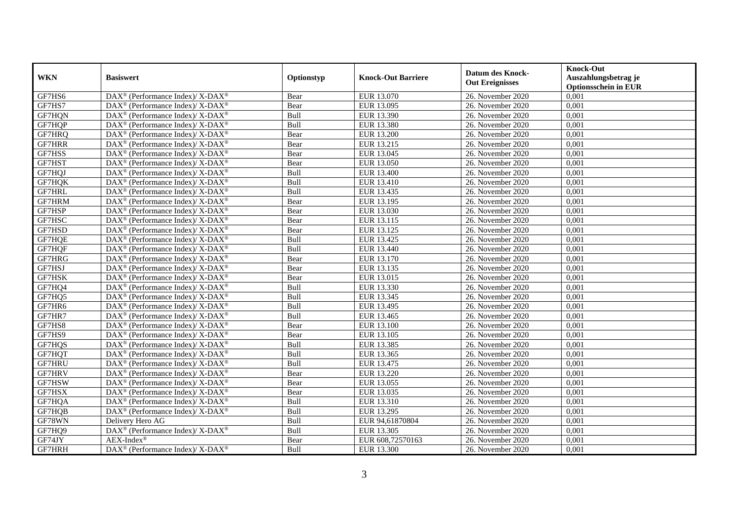| WKN | Basiswert | Optionstyp | Knock-Out Barriere | Datum des Knock-Out Ereignisses | Knock-Out Auszahlungsbetrag je Optionsschein in EUR |
|---|---|---|---|---|---|
| GF7HS6 | DAX® (Performance Index)/ X-DAX® | Bear | EUR 13.070 | 26. November 2020 | 0,001 |
| GF7HS7 | DAX® (Performance Index)/ X-DAX® | Bear | EUR 13.095 | 26. November 2020 | 0,001 |
| GF7HQN | DAX® (Performance Index)/ X-DAX® | Bull | EUR 13.390 | 26. November 2020 | 0,001 |
| GF7HQP | DAX® (Performance Index)/ X-DAX® | Bull | EUR 13.380 | 26. November 2020 | 0,001 |
| GF7HRQ | DAX® (Performance Index)/ X-DAX® | Bear | EUR 13.200 | 26. November 2020 | 0,001 |
| GF7HRR | DAX® (Performance Index)/ X-DAX® | Bear | EUR 13.215 | 26. November 2020 | 0,001 |
| GF7HSS | DAX® (Performance Index)/ X-DAX® | Bear | EUR 13.045 | 26. November 2020 | 0,001 |
| GF7HST | DAX® (Performance Index)/ X-DAX® | Bear | EUR 13.050 | 26. November 2020 | 0,001 |
| GF7HQJ | DAX® (Performance Index)/ X-DAX® | Bull | EUR 13.400 | 26. November 2020 | 0,001 |
| GF7HQK | DAX® (Performance Index)/ X-DAX® | Bull | EUR 13.410 | 26. November 2020 | 0,001 |
| GF7HRL | DAX® (Performance Index)/ X-DAX® | Bull | EUR 13.435 | 26. November 2020 | 0,001 |
| GF7HRM | DAX® (Performance Index)/ X-DAX® | Bear | EUR 13.195 | 26. November 2020 | 0,001 |
| GF7HSP | DAX® (Performance Index)/ X-DAX® | Bear | EUR 13.030 | 26. November 2020 | 0,001 |
| GF7HSC | DAX® (Performance Index)/ X-DAX® | Bear | EUR 13.115 | 26. November 2020 | 0,001 |
| GF7HSD | DAX® (Performance Index)/ X-DAX® | Bear | EUR 13.125 | 26. November 2020 | 0,001 |
| GF7HQE | DAX® (Performance Index)/ X-DAX® | Bull | EUR 13.425 | 26. November 2020 | 0,001 |
| GF7HQF | DAX® (Performance Index)/ X-DAX® | Bull | EUR 13.440 | 26. November 2020 | 0,001 |
| GF7HRG | DAX® (Performance Index)/ X-DAX® | Bear | EUR 13.170 | 26. November 2020 | 0,001 |
| GF7HSJ | DAX® (Performance Index)/ X-DAX® | Bear | EUR 13.135 | 26. November 2020 | 0,001 |
| GF7HSK | DAX® (Performance Index)/ X-DAX® | Bear | EUR 13.015 | 26. November 2020 | 0,001 |
| GF7HQ4 | DAX® (Performance Index)/ X-DAX® | Bull | EUR 13.330 | 26. November 2020 | 0,001 |
| GF7HQ5 | DAX® (Performance Index)/ X-DAX® | Bull | EUR 13.345 | 26. November 2020 | 0,001 |
| GF7HR6 | DAX® (Performance Index)/ X-DAX® | Bull | EUR 13.495 | 26. November 2020 | 0,001 |
| GF7HR7 | DAX® (Performance Index)/ X-DAX® | Bull | EUR 13.465 | 26. November 2020 | 0,001 |
| GF7HS8 | DAX® (Performance Index)/ X-DAX® | Bear | EUR 13.100 | 26. November 2020 | 0,001 |
| GF7HS9 | DAX® (Performance Index)/ X-DAX® | Bear | EUR 13.105 | 26. November 2020 | 0,001 |
| GF7HQS | DAX® (Performance Index)/ X-DAX® | Bull | EUR 13.385 | 26. November 2020 | 0,001 |
| GF7HQT | DAX® (Performance Index)/ X-DAX® | Bull | EUR 13.365 | 26. November 2020 | 0,001 |
| GF7HRU | DAX® (Performance Index)/ X-DAX® | Bull | EUR 13.475 | 26. November 2020 | 0,001 |
| GF7HRV | DAX® (Performance Index)/ X-DAX® | Bear | EUR 13.220 | 26. November 2020 | 0,001 |
| GF7HSW | DAX® (Performance Index)/ X-DAX® | Bear | EUR 13.055 | 26. November 2020 | 0,001 |
| GF7HSX | DAX® (Performance Index)/ X-DAX® | Bear | EUR 13.035 | 26. November 2020 | 0,001 |
| GF7HQA | DAX® (Performance Index)/ X-DAX® | Bull | EUR 13.310 | 26. November 2020 | 0,001 |
| GF7HQB | DAX® (Performance Index)/ X-DAX® | Bull | EUR 13.295 | 26. November 2020 | 0,001 |
| GF78WN | Delivery Hero AG | Bull | EUR 94,61870804 | 26. November 2020 | 0,001 |
| GF7HQ9 | DAX® (Performance Index)/ X-DAX® | Bull | EUR 13.305 | 26. November 2020 | 0,001 |
| GF74JY | AEX-Index® | Bear | EUR 608,72570163 | 26. November 2020 | 0,001 |
| GF7HRH | DAX® (Performance Index)/ X-DAX® | Bull | EUR 13.300 | 26. November 2020 | 0,001 |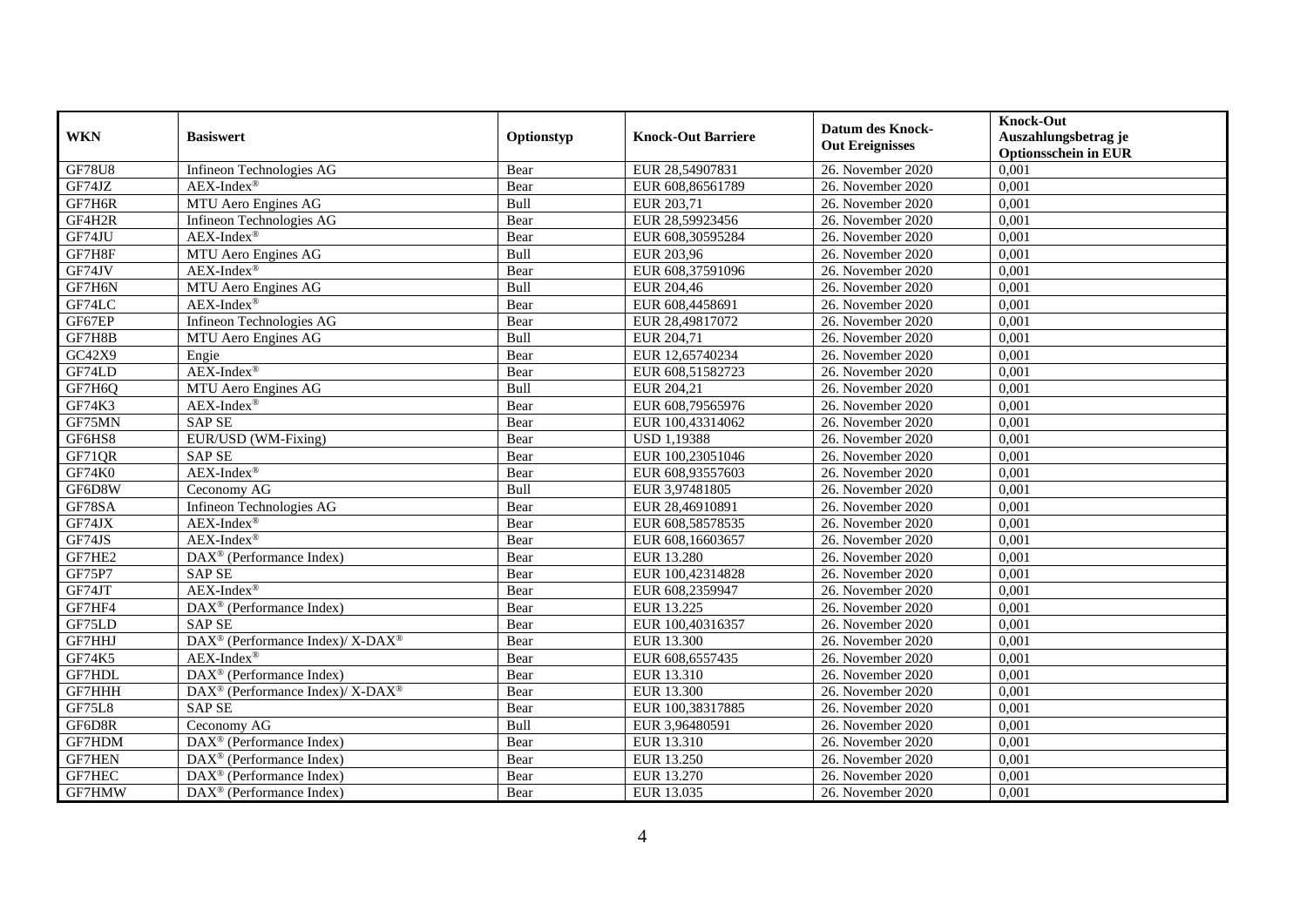| WKN | Basiswert | Optionstyp | Knock-Out Barriere | Datum des Knock-Out Ereignisses | Knock-Out Auszahlungsbetrag je Optionsschein in EUR |
|---|---|---|---|---|---|
| GF78U8 | Infineon Technologies AG | Bear | EUR 28,54907831 | 26. November 2020 | 0,001 |
| GF74JZ | AEX-Index® | Bear | EUR 608,86561789 | 26. November 2020 | 0,001 |
| GF7H6R | MTU Aero Engines AG | Bull | EUR 203,71 | 26. November 2020 | 0,001 |
| GF4H2R | Infineon Technologies AG | Bear | EUR 28,59923456 | 26. November 2020 | 0,001 |
| GF74JU | AEX-Index® | Bear | EUR 608,30595284 | 26. November 2020 | 0,001 |
| GF7H8F | MTU Aero Engines AG | Bull | EUR 203,96 | 26. November 2020 | 0,001 |
| GF74JV | AEX-Index® | Bear | EUR 608,37591096 | 26. November 2020 | 0,001 |
| GF7H6N | MTU Aero Engines AG | Bull | EUR 204,46 | 26. November 2020 | 0,001 |
| GF74LC | AEX-Index® | Bear | EUR 608,4458691 | 26. November 2020 | 0,001 |
| GF67EP | Infineon Technologies AG | Bear | EUR 28,49817072 | 26. November 2020 | 0,001 |
| GF7H8B | MTU Aero Engines AG | Bull | EUR 204,71 | 26. November 2020 | 0,001 |
| GC42X9 | Engie | Bear | EUR 12,65740234 | 26. November 2020 | 0,001 |
| GF74LD | AEX-Index® | Bear | EUR 608,51582723 | 26. November 2020 | 0,001 |
| GF7H6Q | MTU Aero Engines AG | Bull | EUR 204,21 | 26. November 2020 | 0,001 |
| GF74K3 | AEX-Index® | Bear | EUR 608,79565976 | 26. November 2020 | 0,001 |
| GF75MN | SAP SE | Bear | EUR 100,43314062 | 26. November 2020 | 0,001 |
| GF6HS8 | EUR/USD (WM-Fixing) | Bear | USD 1,19388 | 26. November 2020 | 0,001 |
| GF71QR | SAP SE | Bear | EUR 100,23051046 | 26. November 2020 | 0,001 |
| GF74K0 | AEX-Index® | Bear | EUR 608,93557603 | 26. November 2020 | 0,001 |
| GF6D8W | Ceconomy AG | Bull | EUR 3,97481805 | 26. November 2020 | 0,001 |
| GF78SA | Infineon Technologies AG | Bear | EUR 28,46910891 | 26. November 2020 | 0,001 |
| GF74JX | AEX-Index® | Bear | EUR 608,58578535 | 26. November 2020 | 0,001 |
| GF74JS | AEX-Index® | Bear | EUR 608,16603657 | 26. November 2020 | 0,001 |
| GF7HE2 | DAX® (Performance Index) | Bear | EUR 13.280 | 26. November 2020 | 0,001 |
| GF75P7 | SAP SE | Bear | EUR 100,42314828 | 26. November 2020 | 0,001 |
| GF74JT | AEX-Index® | Bear | EUR 608,2359947 | 26. November 2020 | 0,001 |
| GF7HF4 | DAX® (Performance Index) | Bear | EUR 13.225 | 26. November 2020 | 0,001 |
| GF75LD | SAP SE | Bear | EUR 100,40316357 | 26. November 2020 | 0,001 |
| GF7HHJ | DAX® (Performance Index)/ X-DAX® | Bear | EUR 13.300 | 26. November 2020 | 0,001 |
| GF74K5 | AEX-Index® | Bear | EUR 608,6557435 | 26. November 2020 | 0,001 |
| GF7HDL | DAX® (Performance Index) | Bear | EUR 13.310 | 26. November 2020 | 0,001 |
| GF7HHH | DAX® (Performance Index)/ X-DAX® | Bear | EUR 13.300 | 26. November 2020 | 0,001 |
| GF75L8 | SAP SE | Bear | EUR 100,38317885 | 26. November 2020 | 0,001 |
| GF6D8R | Ceconomy AG | Bull | EUR 3,96480591 | 26. November 2020 | 0,001 |
| GF7HDM | DAX® (Performance Index) | Bear | EUR 13.310 | 26. November 2020 | 0,001 |
| GF7HEN | DAX® (Performance Index) | Bear | EUR 13.250 | 26. November 2020 | 0,001 |
| GF7HEC | DAX® (Performance Index) | Bear | EUR 13.270 | 26. November 2020 | 0,001 |
| GF7HMW | DAX® (Performance Index) | Bear | EUR 13.035 | 26. November 2020 | 0,001 |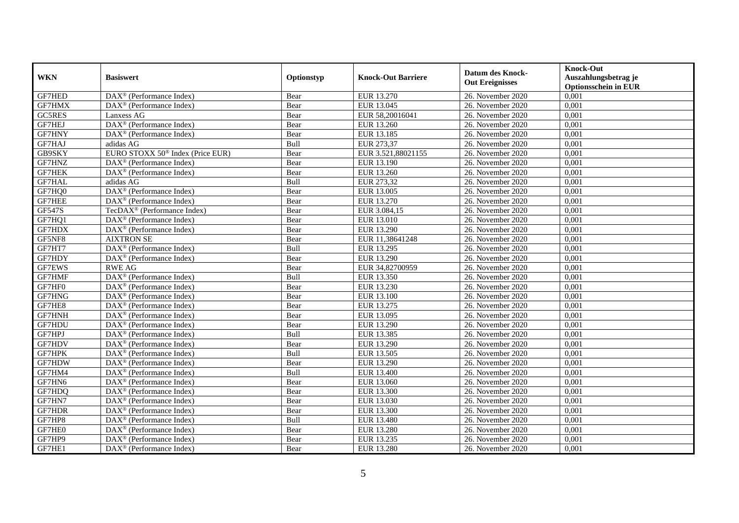| WKN | Basiswert | Optionstyp | Knock-Out Barriere | Datum des Knock-Out Ereignisses | Knock-Out Auszahlungsbetrag je Optionsschein in EUR |
|---|---|---|---|---|---|
| GF7HED | DAX® (Performance Index) | Bear | EUR 13.270 | 26. November 2020 | 0,001 |
| GF7HMX | DAX® (Performance Index) | Bear | EUR 13.045 | 26. November 2020 | 0,001 |
| GC5RES | Lanxess AG | Bear | EUR 58,20016041 | 26. November 2020 | 0,001 |
| GF7HEJ | DAX® (Performance Index) | Bear | EUR 13.260 | 26. November 2020 | 0,001 |
| GF7HNY | DAX® (Performance Index) | Bear | EUR 13.185 | 26. November 2020 | 0,001 |
| GF7HAJ | adidas AG | Bull | EUR 273,37 | 26. November 2020 | 0,001 |
| GB9SKY | EURO STOXX 50® Index (Price EUR) | Bear | EUR 3.521,88021155 | 26. November 2020 | 0,001 |
| GF7HNZ | DAX® (Performance Index) | Bear | EUR 13.190 | 26. November 2020 | 0,001 |
| GF7HEK | DAX® (Performance Index) | Bear | EUR 13.260 | 26. November 2020 | 0,001 |
| GF7HAL | adidas AG | Bull | EUR 273,32 | 26. November 2020 | 0,001 |
| GF7HQ0 | DAX® (Performance Index) | Bear | EUR 13.005 | 26. November 2020 | 0,001 |
| GF7HEE | DAX® (Performance Index) | Bear | EUR 13.270 | 26. November 2020 | 0,001 |
| GF547S | TecDAX® (Performance Index) | Bear | EUR 3.084,15 | 26. November 2020 | 0,001 |
| GF7HQ1 | DAX® (Performance Index) | Bear | EUR 13.010 | 26. November 2020 | 0,001 |
| GF7HDX | DAX® (Performance Index) | Bear | EUR 13.290 | 26. November 2020 | 0,001 |
| GF5NF8 | AIXTRON SE | Bear | EUR 11,38641248 | 26. November 2020 | 0,001 |
| GF7HT7 | DAX® (Performance Index) | Bull | EUR 13.295 | 26. November 2020 | 0,001 |
| GF7HDY | DAX® (Performance Index) | Bear | EUR 13.290 | 26. November 2020 | 0,001 |
| GF7EWS | RWE AG | Bear | EUR 34,82700959 | 26. November 2020 | 0,001 |
| GF7HMF | DAX® (Performance Index) | Bull | EUR 13.350 | 26. November 2020 | 0,001 |
| GF7HF0 | DAX® (Performance Index) | Bear | EUR 13.230 | 26. November 2020 | 0,001 |
| GF7HNG | DAX® (Performance Index) | Bear | EUR 13.100 | 26. November 2020 | 0,001 |
| GF7HE8 | DAX® (Performance Index) | Bear | EUR 13.275 | 26. November 2020 | 0,001 |
| GF7HNH | DAX® (Performance Index) | Bear | EUR 13.095 | 26. November 2020 | 0,001 |
| GF7HDU | DAX® (Performance Index) | Bear | EUR 13.290 | 26. November 2020 | 0,001 |
| GF7HPJ | DAX® (Performance Index) | Bull | EUR 13.385 | 26. November 2020 | 0,001 |
| GF7HDV | DAX® (Performance Index) | Bear | EUR 13.290 | 26. November 2020 | 0,001 |
| GF7HPK | DAX® (Performance Index) | Bull | EUR 13.505 | 26. November 2020 | 0,001 |
| GF7HDW | DAX® (Performance Index) | Bear | EUR 13.290 | 26. November 2020 | 0,001 |
| GF7HM4 | DAX® (Performance Index) | Bull | EUR 13.400 | 26. November 2020 | 0,001 |
| GF7HN6 | DAX® (Performance Index) | Bear | EUR 13.060 | 26. November 2020 | 0,001 |
| GF7HDQ | DAX® (Performance Index) | Bear | EUR 13.300 | 26. November 2020 | 0,001 |
| GF7HN7 | DAX® (Performance Index) | Bear | EUR 13.030 | 26. November 2020 | 0,001 |
| GF7HDR | DAX® (Performance Index) | Bear | EUR 13.300 | 26. November 2020 | 0,001 |
| GF7HP8 | DAX® (Performance Index) | Bull | EUR 13.480 | 26. November 2020 | 0,001 |
| GF7HE0 | DAX® (Performance Index) | Bear | EUR 13.280 | 26. November 2020 | 0,001 |
| GF7HP9 | DAX® (Performance Index) | Bear | EUR 13.235 | 26. November 2020 | 0,001 |
| GF7HE1 | DAX® (Performance Index) | Bear | EUR 13.280 | 26. November 2020 | 0,001 |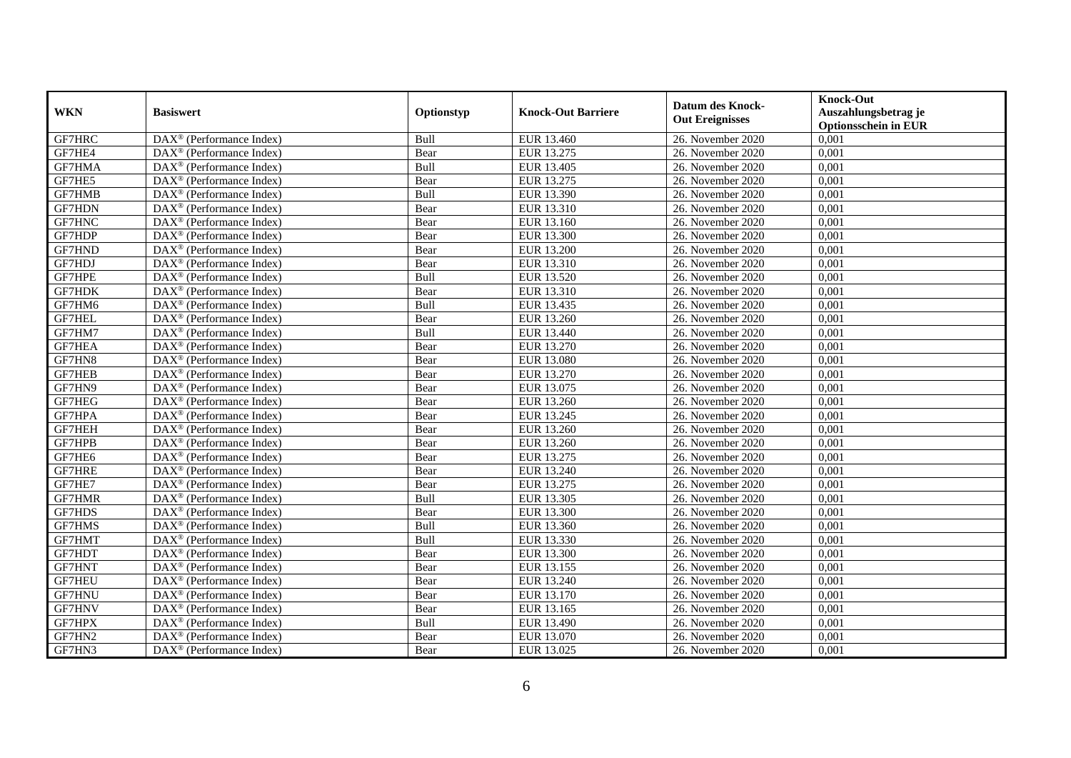| WKN | Basiswert | Optionstyp | Knock-Out Barriere | Datum des Knock-Out Ereignisses | Knock-Out Auszahlungsbetrag je Optionsschein in EUR |
|---|---|---|---|---|---|
| GF7HRC | DAX® (Performance Index) | Bull | EUR 13.460 | 26. November 2020 | 0,001 |
| GF7HE4 | DAX® (Performance Index) | Bear | EUR 13.275 | 26. November 2020 | 0,001 |
| GF7HMA | DAX® (Performance Index) | Bull | EUR 13.405 | 26. November 2020 | 0,001 |
| GF7HE5 | DAX® (Performance Index) | Bear | EUR 13.275 | 26. November 2020 | 0,001 |
| GF7HMB | DAX® (Performance Index) | Bull | EUR 13.390 | 26. November 2020 | 0,001 |
| GF7HDN | DAX® (Performance Index) | Bear | EUR 13.310 | 26. November 2020 | 0,001 |
| GF7HNC | DAX® (Performance Index) | Bear | EUR 13.160 | 26. November 2020 | 0,001 |
| GF7HDP | DAX® (Performance Index) | Bear | EUR 13.300 | 26. November 2020 | 0,001 |
| GF7HND | DAX® (Performance Index) | Bear | EUR 13.200 | 26. November 2020 | 0,001 |
| GF7HDJ | DAX® (Performance Index) | Bear | EUR 13.310 | 26. November 2020 | 0,001 |
| GF7HPE | DAX® (Performance Index) | Bull | EUR 13.520 | 26. November 2020 | 0,001 |
| GF7HDK | DAX® (Performance Index) | Bear | EUR 13.310 | 26. November 2020 | 0,001 |
| GF7HM6 | DAX® (Performance Index) | Bull | EUR 13.435 | 26. November 2020 | 0,001 |
| GF7HEL | DAX® (Performance Index) | Bear | EUR 13.260 | 26. November 2020 | 0,001 |
| GF7HM7 | DAX® (Performance Index) | Bull | EUR 13.440 | 26. November 2020 | 0,001 |
| GF7HEA | DAX® (Performance Index) | Bear | EUR 13.270 | 26. November 2020 | 0,001 |
| GF7HN8 | DAX® (Performance Index) | Bear | EUR 13.080 | 26. November 2020 | 0,001 |
| GF7HEB | DAX® (Performance Index) | Bear | EUR 13.270 | 26. November 2020 | 0,001 |
| GF7HN9 | DAX® (Performance Index) | Bear | EUR 13.075 | 26. November 2020 | 0,001 |
| GF7HEG | DAX® (Performance Index) | Bear | EUR 13.260 | 26. November 2020 | 0,001 |
| GF7HPA | DAX® (Performance Index) | Bear | EUR 13.245 | 26. November 2020 | 0,001 |
| GF7HEH | DAX® (Performance Index) | Bear | EUR 13.260 | 26. November 2020 | 0,001 |
| GF7HPB | DAX® (Performance Index) | Bear | EUR 13.260 | 26. November 2020 | 0,001 |
| GF7HE6 | DAX® (Performance Index) | Bear | EUR 13.275 | 26. November 2020 | 0,001 |
| GF7HRE | DAX® (Performance Index) | Bear | EUR 13.240 | 26. November 2020 | 0,001 |
| GF7HE7 | DAX® (Performance Index) | Bear | EUR 13.275 | 26. November 2020 | 0,001 |
| GF7HMR | DAX® (Performance Index) | Bull | EUR 13.305 | 26. November 2020 | 0,001 |
| GF7HDS | DAX® (Performance Index) | Bear | EUR 13.300 | 26. November 2020 | 0,001 |
| GF7HMS | DAX® (Performance Index) | Bull | EUR 13.360 | 26. November 2020 | 0,001 |
| GF7HMT | DAX® (Performance Index) | Bull | EUR 13.330 | 26. November 2020 | 0,001 |
| GF7HDT | DAX® (Performance Index) | Bear | EUR 13.300 | 26. November 2020 | 0,001 |
| GF7HNT | DAX® (Performance Index) | Bear | EUR 13.155 | 26. November 2020 | 0,001 |
| GF7HEU | DAX® (Performance Index) | Bear | EUR 13.240 | 26. November 2020 | 0,001 |
| GF7HNU | DAX® (Performance Index) | Bear | EUR 13.170 | 26. November 2020 | 0,001 |
| GF7HNV | DAX® (Performance Index) | Bear | EUR 13.165 | 26. November 2020 | 0,001 |
| GF7HPX | DAX® (Performance Index) | Bull | EUR 13.490 | 26. November 2020 | 0,001 |
| GF7HN2 | DAX® (Performance Index) | Bear | EUR 13.070 | 26. November 2020 | 0,001 |
| GF7HN3 | DAX® (Performance Index) | Bear | EUR 13.025 | 26. November 2020 | 0,001 |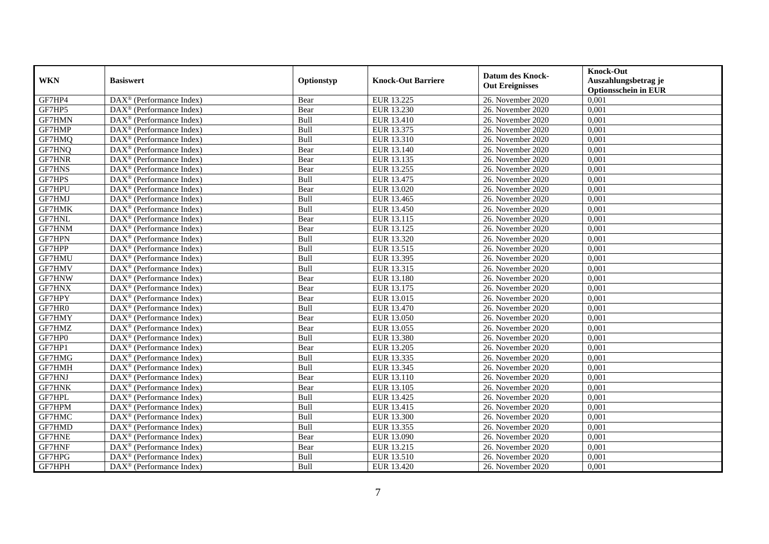| WKN | Basiswert | Optionstyp | Knock-Out Barriere | Datum des Knock-Out Ereignisses | Knock-Out Auszahlungsbetrag je Optionsschein in EUR |
|---|---|---|---|---|---|
| GF7HP4 | DAX® (Performance Index) | Bear | EUR 13.225 | 26. November 2020 | 0,001 |
| GF7HP5 | DAX® (Performance Index) | Bear | EUR 13.230 | 26. November 2020 | 0,001 |
| GF7HMN | DAX® (Performance Index) | Bull | EUR 13.410 | 26. November 2020 | 0,001 |
| GF7HMP | DAX® (Performance Index) | Bull | EUR 13.375 | 26. November 2020 | 0,001 |
| GF7HMQ | DAX® (Performance Index) | Bull | EUR 13.310 | 26. November 2020 | 0,001 |
| GF7HNQ | DAX® (Performance Index) | Bear | EUR 13.140 | 26. November 2020 | 0,001 |
| GF7HNR | DAX® (Performance Index) | Bear | EUR 13.135 | 26. November 2020 | 0,001 |
| GF7HNS | DAX® (Performance Index) | Bear | EUR 13.255 | 26. November 2020 | 0,001 |
| GF7HPS | DAX® (Performance Index) | Bull | EUR 13.475 | 26. November 2020 | 0,001 |
| GF7HPU | DAX® (Performance Index) | Bear | EUR 13.020 | 26. November 2020 | 0,001 |
| GF7HMJ | DAX® (Performance Index) | Bull | EUR 13.465 | 26. November 2020 | 0,001 |
| GF7HMK | DAX® (Performance Index) | Bull | EUR 13.450 | 26. November 2020 | 0,001 |
| GF7HNL | DAX® (Performance Index) | Bear | EUR 13.115 | 26. November 2020 | 0,001 |
| GF7HNM | DAX® (Performance Index) | Bear | EUR 13.125 | 26. November 2020 | 0,001 |
| GF7HPN | DAX® (Performance Index) | Bull | EUR 13.320 | 26. November 2020 | 0,001 |
| GF7HPP | DAX® (Performance Index) | Bull | EUR 13.515 | 26. November 2020 | 0,001 |
| GF7HMU | DAX® (Performance Index) | Bull | EUR 13.395 | 26. November 2020 | 0,001 |
| GF7HMV | DAX® (Performance Index) | Bull | EUR 13.315 | 26. November 2020 | 0,001 |
| GF7HNW | DAX® (Performance Index) | Bear | EUR 13.180 | 26. November 2020 | 0,001 |
| GF7HNX | DAX® (Performance Index) | Bear | EUR 13.175 | 26. November 2020 | 0,001 |
| GF7HPY | DAX® (Performance Index) | Bear | EUR 13.015 | 26. November 2020 | 0,001 |
| GF7HR0 | DAX® (Performance Index) | Bull | EUR 13.470 | 26. November 2020 | 0,001 |
| GF7HMY | DAX® (Performance Index) | Bear | EUR 13.050 | 26. November 2020 | 0,001 |
| GF7HMZ | DAX® (Performance Index) | Bear | EUR 13.055 | 26. November 2020 | 0,001 |
| GF7HP0 | DAX® (Performance Index) | Bull | EUR 13.380 | 26. November 2020 | 0,001 |
| GF7HP1 | DAX® (Performance Index) | Bear | EUR 13.205 | 26. November 2020 | 0,001 |
| GF7HMG | DAX® (Performance Index) | Bull | EUR 13.335 | 26. November 2020 | 0,001 |
| GF7HMH | DAX® (Performance Index) | Bull | EUR 13.345 | 26. November 2020 | 0,001 |
| GF7HNJ | DAX® (Performance Index) | Bear | EUR 13.110 | 26. November 2020 | 0,001 |
| GF7HNK | DAX® (Performance Index) | Bear | EUR 13.105 | 26. November 2020 | 0,001 |
| GF7HPL | DAX® (Performance Index) | Bull | EUR 13.425 | 26. November 2020 | 0,001 |
| GF7HPM | DAX® (Performance Index) | Bull | EUR 13.415 | 26. November 2020 | 0,001 |
| GF7HMC | DAX® (Performance Index) | Bull | EUR 13.300 | 26. November 2020 | 0,001 |
| GF7HMD | DAX® (Performance Index) | Bull | EUR 13.355 | 26. November 2020 | 0,001 |
| GF7HNE | DAX® (Performance Index) | Bear | EUR 13.090 | 26. November 2020 | 0,001 |
| GF7HNF | DAX® (Performance Index) | Bear | EUR 13.215 | 26. November 2020 | 0,001 |
| GF7HPG | DAX® (Performance Index) | Bull | EUR 13.510 | 26. November 2020 | 0,001 |
| GF7HPH | DAX® (Performance Index) | Bull | EUR 13.420 | 26. November 2020 | 0,001 |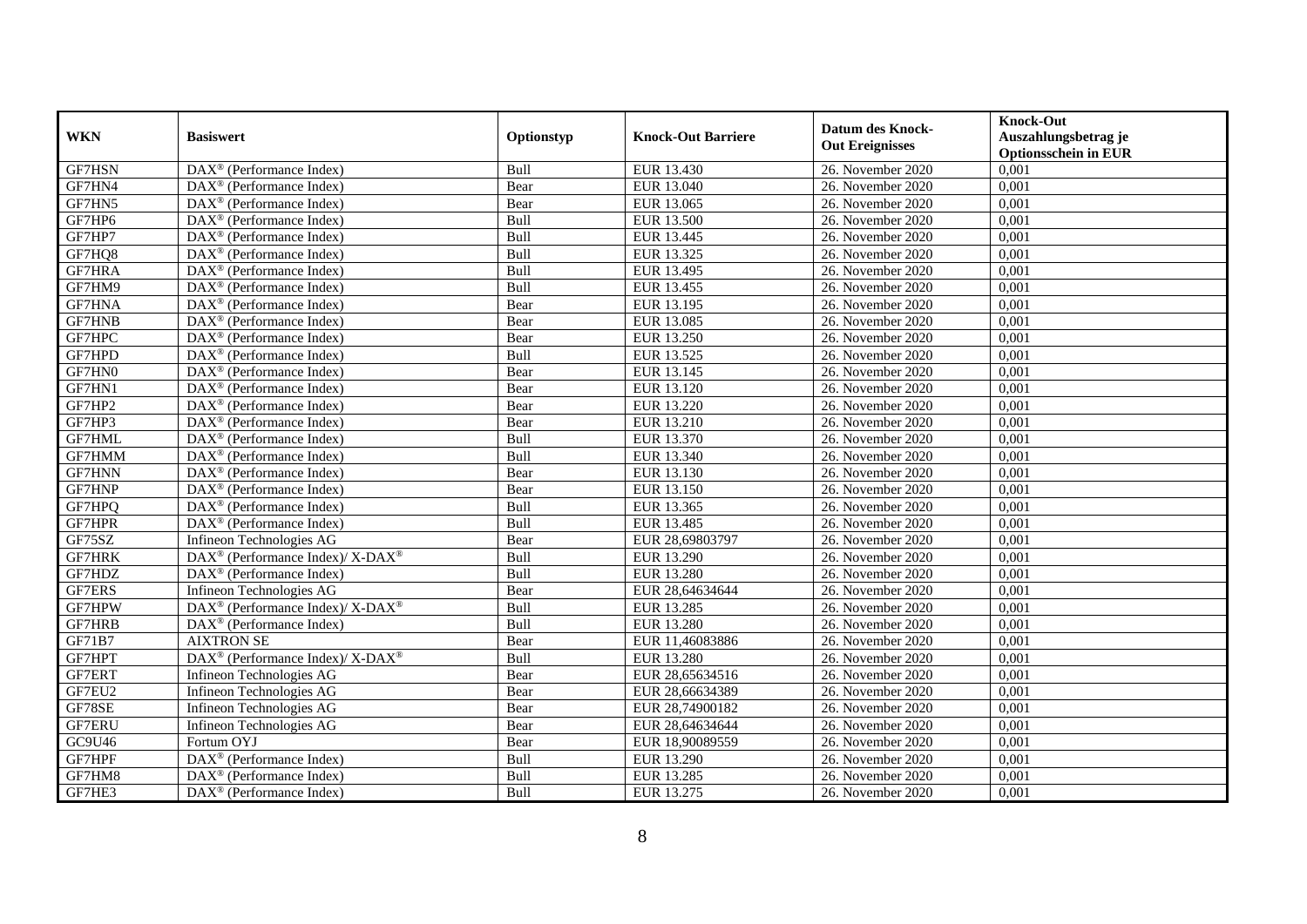| WKN | Basiswert | Optionstyp | Knock-Out Barriere | Datum des Knock-Out Ereignisses | Knock-Out Auszahlungsbetrag je Optionsschein in EUR |
|---|---|---|---|---|---|
| GF7HSN | DAX® (Performance Index) | Bull | EUR 13.430 | 26. November 2020 | 0,001 |
| GF7HN4 | DAX® (Performance Index) | Bear | EUR 13.040 | 26. November 2020 | 0,001 |
| GF7HN5 | DAX® (Performance Index) | Bear | EUR 13.065 | 26. November 2020 | 0,001 |
| GF7HP6 | DAX® (Performance Index) | Bull | EUR 13.500 | 26. November 2020 | 0,001 |
| GF7HP7 | DAX® (Performance Index) | Bull | EUR 13.445 | 26. November 2020 | 0,001 |
| GF7HQ8 | DAX® (Performance Index) | Bull | EUR 13.325 | 26. November 2020 | 0,001 |
| GF7HRA | DAX® (Performance Index) | Bull | EUR 13.495 | 26. November 2020 | 0,001 |
| GF7HM9 | DAX® (Performance Index) | Bull | EUR 13.455 | 26. November 2020 | 0,001 |
| GF7HNA | DAX® (Performance Index) | Bear | EUR 13.195 | 26. November 2020 | 0,001 |
| GF7HNB | DAX® (Performance Index) | Bear | EUR 13.085 | 26. November 2020 | 0,001 |
| GF7HPC | DAX® (Performance Index) | Bear | EUR 13.250 | 26. November 2020 | 0,001 |
| GF7HPD | DAX® (Performance Index) | Bull | EUR 13.525 | 26. November 2020 | 0,001 |
| GF7HN0 | DAX® (Performance Index) | Bear | EUR 13.145 | 26. November 2020 | 0,001 |
| GF7HN1 | DAX® (Performance Index) | Bear | EUR 13.120 | 26. November 2020 | 0,001 |
| GF7HP2 | DAX® (Performance Index) | Bear | EUR 13.220 | 26. November 2020 | 0,001 |
| GF7HP3 | DAX® (Performance Index) | Bear | EUR 13.210 | 26. November 2020 | 0,001 |
| GF7HML | DAX® (Performance Index) | Bull | EUR 13.370 | 26. November 2020 | 0,001 |
| GF7HMM | DAX® (Performance Index) | Bull | EUR 13.340 | 26. November 2020 | 0,001 |
| GF7HNN | DAX® (Performance Index) | Bear | EUR 13.130 | 26. November 2020 | 0,001 |
| GF7HNP | DAX® (Performance Index) | Bear | EUR 13.150 | 26. November 2020 | 0,001 |
| GF7HPQ | DAX® (Performance Index) | Bull | EUR 13.365 | 26. November 2020 | 0,001 |
| GF7HPR | DAX® (Performance Index) | Bull | EUR 13.485 | 26. November 2020 | 0,001 |
| GF75SZ | Infineon Technologies AG | Bear | EUR 28,69803797 | 26. November 2020 | 0,001 |
| GF7HRK | DAX® (Performance Index)/ X-DAX® | Bull | EUR 13.290 | 26. November 2020 | 0,001 |
| GF7HDZ | DAX® (Performance Index) | Bull | EUR 13.280 | 26. November 2020 | 0,001 |
| GF7ERS | Infineon Technologies AG | Bear | EUR 28,64634644 | 26. November 2020 | 0,001 |
| GF7HPW | DAX® (Performance Index)/ X-DAX® | Bull | EUR 13.285 | 26. November 2020 | 0,001 |
| GF7HRB | DAX® (Performance Index) | Bull | EUR 13.280 | 26. November 2020 | 0,001 |
| GF71B7 | AIXTRON SE | Bear | EUR 11,46083886 | 26. November 2020 | 0,001 |
| GF7HPT | DAX® (Performance Index)/ X-DAX® | Bull | EUR 13.280 | 26. November 2020 | 0,001 |
| GF7ERT | Infineon Technologies AG | Bear | EUR 28,65634516 | 26. November 2020 | 0,001 |
| GF7EU2 | Infineon Technologies AG | Bear | EUR 28,66634389 | 26. November 2020 | 0,001 |
| GF78SE | Infineon Technologies AG | Bear | EUR 28,74900182 | 26. November 2020 | 0,001 |
| GF7ERU | Infineon Technologies AG | Bear | EUR 28,64634644 | 26. November 2020 | 0,001 |
| GC9U46 | Fortum OYJ | Bear | EUR 18,90089559 | 26. November 2020 | 0,001 |
| GF7HPF | DAX® (Performance Index) | Bull | EUR 13.290 | 26. November 2020 | 0,001 |
| GF7HM8 | DAX® (Performance Index) | Bull | EUR 13.285 | 26. November 2020 | 0,001 |
| GF7HE3 | DAX® (Performance Index) | Bull | EUR 13.275 | 26. November 2020 | 0,001 |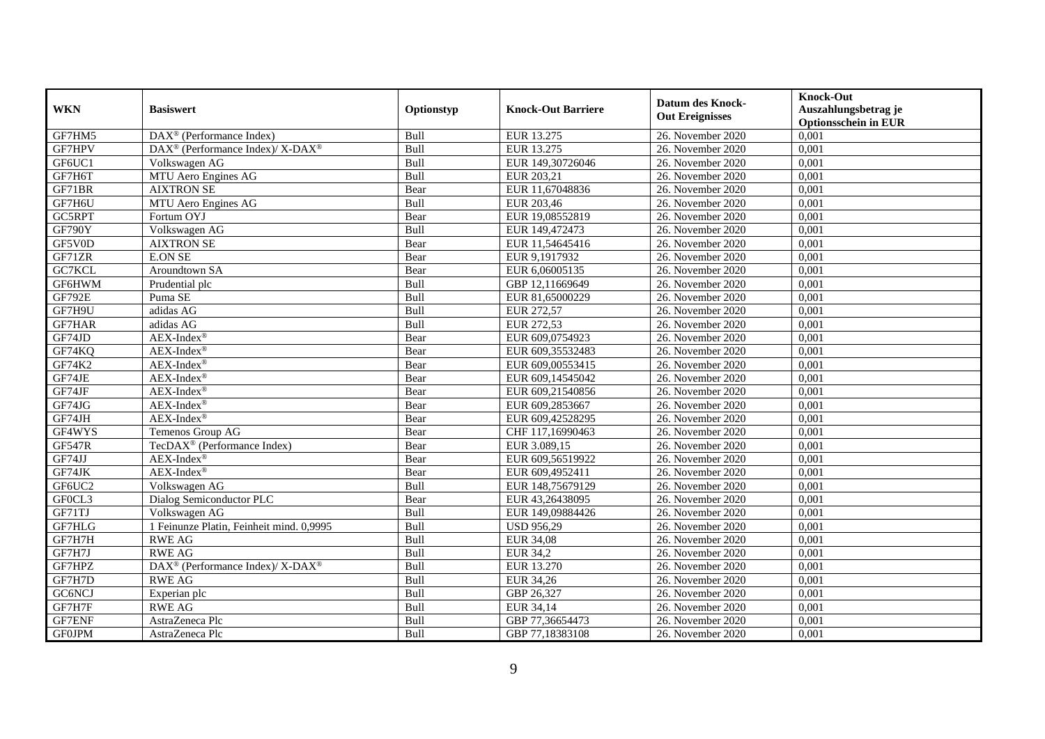| WKN | Basiswert | Optionstyp | Knock-Out Barriere | Datum des Knock-Out Ereignisses | Knock-Out Auszahlungsbetrag je Optionsschein in EUR |
|---|---|---|---|---|---|
| GF7HM5 | DAX® (Performance Index) | Bull | EUR 13.275 | 26. November 2020 | 0,001 |
| GF7HPV | DAX® (Performance Index)/ X-DAX® | Bull | EUR 13.275 | 26. November 2020 | 0,001 |
| GF6UC1 | Volkswagen AG | Bull | EUR 149,30726046 | 26. November 2020 | 0,001 |
| GF7H6T | MTU Aero Engines AG | Bull | EUR 203,21 | 26. November 2020 | 0,001 |
| GF71BR | AIXTRON SE | Bear | EUR 11,67048836 | 26. November 2020 | 0,001 |
| GF7H6U | MTU Aero Engines AG | Bull | EUR 203,46 | 26. November 2020 | 0,001 |
| GC5RPT | Fortum OYJ | Bear | EUR 19,08552819 | 26. November 2020 | 0,001 |
| GF790Y | Volkswagen AG | Bull | EUR 149,472473 | 26. November 2020 | 0,001 |
| GF5V0D | AIXTRON SE | Bear | EUR 11,54645416 | 26. November 2020 | 0,001 |
| GF71ZR | E.ON SE | Bear | EUR 9,1917932 | 26. November 2020 | 0,001 |
| GC7KCL | Aroundtown SA | Bear | EUR 6,06005135 | 26. November 2020 | 0,001 |
| GF6HWM | Prudential plc | Bull | GBP 12,11669649 | 26. November 2020 | 0,001 |
| GF792E | Puma SE | Bull | EUR 81,65000229 | 26. November 2020 | 0,001 |
| GF7H9U | adidas AG | Bull | EUR 272,57 | 26. November 2020 | 0,001 |
| GF7HAR | adidas AG | Bull | EUR 272,53 | 26. November 2020 | 0,001 |
| GF74JD | AEX-Index® | Bear | EUR 609,0754923 | 26. November 2020 | 0,001 |
| GF74KQ | AEX-Index® | Bear | EUR 609,35532483 | 26. November 2020 | 0,001 |
| GF74K2 | AEX-Index® | Bear | EUR 609,00553415 | 26. November 2020 | 0,001 |
| GF74JE | AEX-Index® | Bear | EUR 609,14545042 | 26. November 2020 | 0,001 |
| GF74JF | AEX-Index® | Bear | EUR 609,21540856 | 26. November 2020 | 0,001 |
| GF74JG | AEX-Index® | Bear | EUR 609,2853667 | 26. November 2020 | 0,001 |
| GF74JH | AEX-Index® | Bear | EUR 609,42528295 | 26. November 2020 | 0,001 |
| GF4WYS | Temenos Group AG | Bear | CHF 117,16990463 | 26. November 2020 | 0,001 |
| GF547R | TecDAX® (Performance Index) | Bear | EUR 3.089,15 | 26. November 2020 | 0,001 |
| GF74JJ | AEX-Index® | Bear | EUR 609,56519922 | 26. November 2020 | 0,001 |
| GF74JK | AEX-Index® | Bear | EUR 609,4952411 | 26. November 2020 | 0,001 |
| GF6UC2 | Volkswagen AG | Bull | EUR 148,75679129 | 26. November 2020 | 0,001 |
| GF0CL3 | Dialog Semiconductor PLC | Bear | EUR 43,26438095 | 26. November 2020 | 0,001 |
| GF71TJ | Volkswagen AG | Bull | EUR 149,09884426 | 26. November 2020 | 0,001 |
| GF7HLG | 1 Feinunze Platin, Feinheit mind. 0,9995 | Bull | USD 956,29 | 26. November 2020 | 0,001 |
| GF7H7H | RWE AG | Bull | EUR 34,08 | 26. November 2020 | 0,001 |
| GF7H7J | RWE AG | Bull | EUR 34,2 | 26. November 2020 | 0,001 |
| GF7HPZ | DAX® (Performance Index)/ X-DAX® | Bull | EUR 13.270 | 26. November 2020 | 0,001 |
| GF7H7D | RWE AG | Bull | EUR 34,26 | 26. November 2020 | 0,001 |
| GC6NCJ | Experian plc | Bull | GBP 26,327 | 26. November 2020 | 0,001 |
| GF7H7F | RWE AG | Bull | EUR 34,14 | 26. November 2020 | 0,001 |
| GF7ENF | AstraZeneca Plc | Bull | GBP 77,36654473 | 26. November 2020 | 0,001 |
| GF0JPM | AstraZeneca Plc | Bull | GBP 77,18383108 | 26. November 2020 | 0,001 |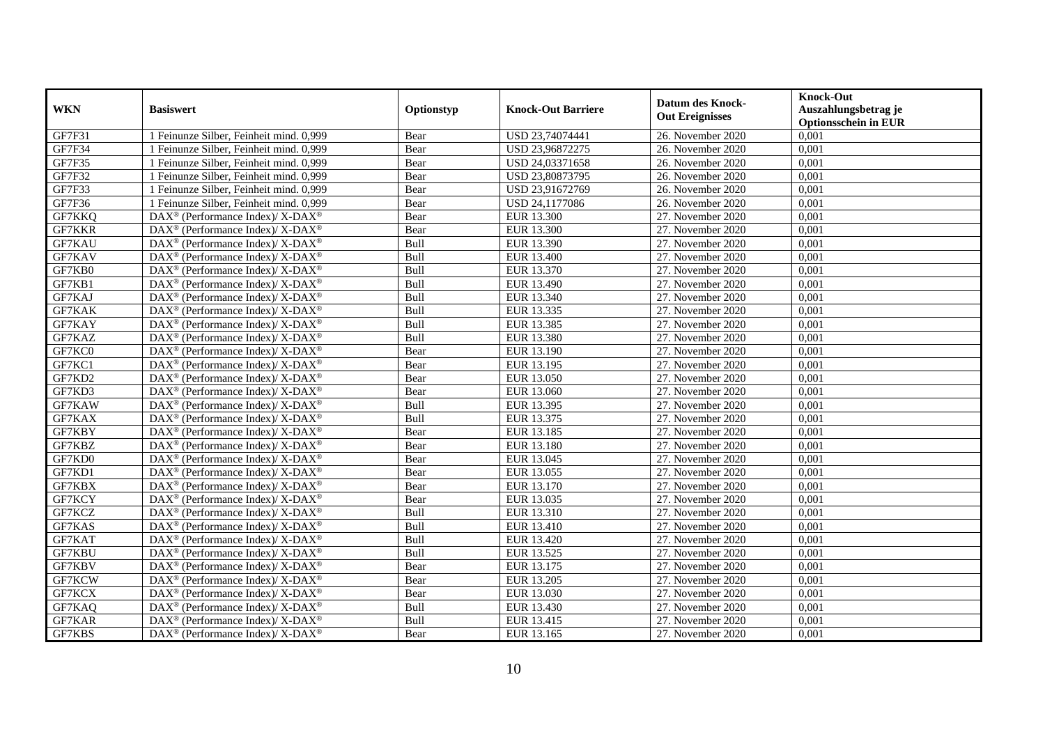| WKN | Basiswert | Optionstyp | Knock-Out Barriere | Datum des Knock-Out Ereignisses | Knock-Out Auszahlungsbetrag je Optionsschein in EUR |
|---|---|---|---|---|---|
| GF7F31 | 1 Feinunze Silber, Feinheit mind. 0,999 | Bear | USD 23,74074441 | 26. November 2020 | 0,001 |
| GF7F34 | 1 Feinunze Silber, Feinheit mind. 0,999 | Bear | USD 23,96872275 | 26. November 2020 | 0,001 |
| GF7F35 | 1 Feinunze Silber, Feinheit mind. 0,999 | Bear | USD 24,03371658 | 26. November 2020 | 0,001 |
| GF7F32 | 1 Feinunze Silber, Feinheit mind. 0,999 | Bear | USD 23,80873795 | 26. November 2020 | 0,001 |
| GF7F33 | 1 Feinunze Silber, Feinheit mind. 0,999 | Bear | USD 23,91672769 | 26. November 2020 | 0,001 |
| GF7F36 | 1 Feinunze Silber, Feinheit mind. 0,999 | Bear | USD 24,1177086 | 26. November 2020 | 0,001 |
| GF7KKQ | DAX® (Performance Index)/ X-DAX® | Bear | EUR 13.300 | 27. November 2020 | 0,001 |
| GF7KKR | DAX® (Performance Index)/ X-DAX® | Bear | EUR 13.300 | 27. November 2020 | 0,001 |
| GF7KAU | DAX® (Performance Index)/ X-DAX® | Bull | EUR 13.390 | 27. November 2020 | 0,001 |
| GF7KAV | DAX® (Performance Index)/ X-DAX® | Bull | EUR 13.400 | 27. November 2020 | 0,001 |
| GF7KB0 | DAX® (Performance Index)/ X-DAX® | Bull | EUR 13.370 | 27. November 2020 | 0,001 |
| GF7KB1 | DAX® (Performance Index)/ X-DAX® | Bull | EUR 13.490 | 27. November 2020 | 0,001 |
| GF7KAJ | DAX® (Performance Index)/ X-DAX® | Bull | EUR 13.340 | 27. November 2020 | 0,001 |
| GF7KAK | DAX® (Performance Index)/ X-DAX® | Bull | EUR 13.335 | 27. November 2020 | 0,001 |
| GF7KAY | DAX® (Performance Index)/ X-DAX® | Bull | EUR 13.385 | 27. November 2020 | 0,001 |
| GF7KAZ | DAX® (Performance Index)/ X-DAX® | Bull | EUR 13.380 | 27. November 2020 | 0,001 |
| GF7KC0 | DAX® (Performance Index)/ X-DAX® | Bear | EUR 13.190 | 27. November 2020 | 0,001 |
| GF7KC1 | DAX® (Performance Index)/ X-DAX® | Bear | EUR 13.195 | 27. November 2020 | 0,001 |
| GF7KD2 | DAX® (Performance Index)/ X-DAX® | Bear | EUR 13.050 | 27. November 2020 | 0,001 |
| GF7KD3 | DAX® (Performance Index)/ X-DAX® | Bear | EUR 13.060 | 27. November 2020 | 0,001 |
| GF7KAW | DAX® (Performance Index)/ X-DAX® | Bull | EUR 13.395 | 27. November 2020 | 0,001 |
| GF7KAX | DAX® (Performance Index)/ X-DAX® | Bull | EUR 13.375 | 27. November 2020 | 0,001 |
| GF7KBY | DAX® (Performance Index)/ X-DAX® | Bear | EUR 13.185 | 27. November 2020 | 0,001 |
| GF7KBZ | DAX® (Performance Index)/ X-DAX® | Bear | EUR 13.180 | 27. November 2020 | 0,001 |
| GF7KD0 | DAX® (Performance Index)/ X-DAX® | Bear | EUR 13.045 | 27. November 2020 | 0,001 |
| GF7KD1 | DAX® (Performance Index)/ X-DAX® | Bear | EUR 13.055 | 27. November 2020 | 0,001 |
| GF7KBX | DAX® (Performance Index)/ X-DAX® | Bear | EUR 13.170 | 27. November 2020 | 0,001 |
| GF7KCY | DAX® (Performance Index)/ X-DAX® | Bear | EUR 13.035 | 27. November 2020 | 0,001 |
| GF7KCZ | DAX® (Performance Index)/ X-DAX® | Bull | EUR 13.310 | 27. November 2020 | 0,001 |
| GF7KAS | DAX® (Performance Index)/ X-DAX® | Bull | EUR 13.410 | 27. November 2020 | 0,001 |
| GF7KAT | DAX® (Performance Index)/ X-DAX® | Bull | EUR 13.420 | 27. November 2020 | 0,001 |
| GF7KBU | DAX® (Performance Index)/ X-DAX® | Bull | EUR 13.525 | 27. November 2020 | 0,001 |
| GF7KBV | DAX® (Performance Index)/ X-DAX® | Bear | EUR 13.175 | 27. November 2020 | 0,001 |
| GF7KCW | DAX® (Performance Index)/ X-DAX® | Bear | EUR 13.205 | 27. November 2020 | 0,001 |
| GF7KCX | DAX® (Performance Index)/ X-DAX® | Bear | EUR 13.030 | 27. November 2020 | 0,001 |
| GF7KAQ | DAX® (Performance Index)/ X-DAX® | Bull | EUR 13.430 | 27. November 2020 | 0,001 |
| GF7KAR | DAX® (Performance Index)/ X-DAX® | Bull | EUR 13.415 | 27. November 2020 | 0,001 |
| GF7KBS | DAX® (Performance Index)/ X-DAX® | Bear | EUR 13.165 | 27. November 2020 | 0,001 |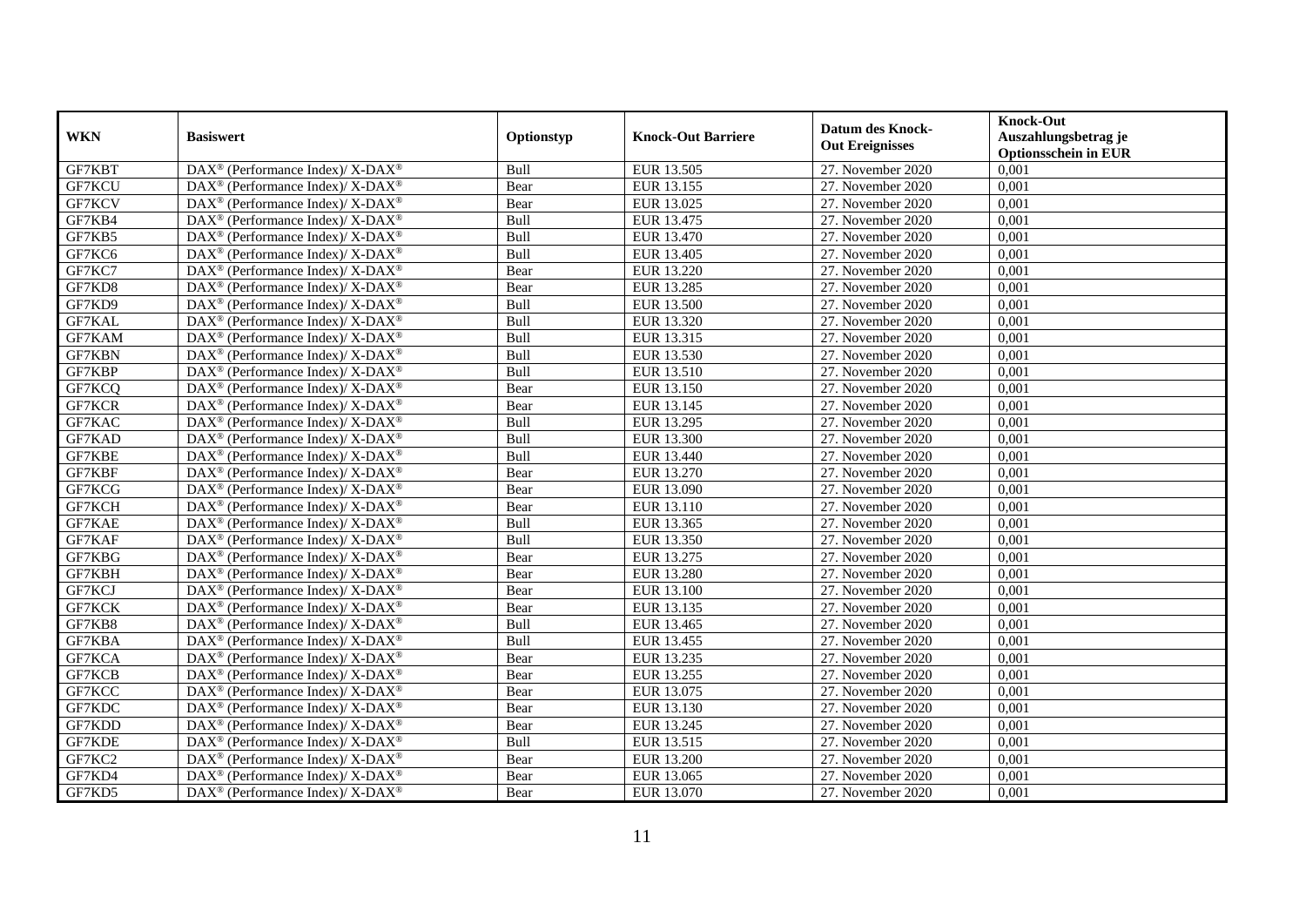| WKN | Basiswert | Optionstyp | Knock-Out Barriere | Datum des Knock-Out Ereignisses | Knock-Out Auszahlungsbetrag je Optionsschein in EUR |
|---|---|---|---|---|---|
| GF7KBT | DAX® (Performance Index)/ X-DAX® | Bull | EUR 13.505 | 27. November 2020 | 0,001 |
| GF7KCU | DAX® (Performance Index)/ X-DAX® | Bear | EUR 13.155 | 27. November 2020 | 0,001 |
| GF7KCV | DAX® (Performance Index)/ X-DAX® | Bear | EUR 13.025 | 27. November 2020 | 0,001 |
| GF7KB4 | DAX® (Performance Index)/ X-DAX® | Bull | EUR 13.475 | 27. November 2020 | 0,001 |
| GF7KB5 | DAX® (Performance Index)/ X-DAX® | Bull | EUR 13.470 | 27. November 2020 | 0,001 |
| GF7KC6 | DAX® (Performance Index)/ X-DAX® | Bull | EUR 13.405 | 27. November 2020 | 0,001 |
| GF7KC7 | DAX® (Performance Index)/ X-DAX® | Bear | EUR 13.220 | 27. November 2020 | 0,001 |
| GF7KD8 | DAX® (Performance Index)/ X-DAX® | Bear | EUR 13.285 | 27. November 2020 | 0,001 |
| GF7KD9 | DAX® (Performance Index)/ X-DAX® | Bull | EUR 13.500 | 27. November 2020 | 0,001 |
| GF7KAL | DAX® (Performance Index)/ X-DAX® | Bull | EUR 13.320 | 27. November 2020 | 0,001 |
| GF7KAM | DAX® (Performance Index)/ X-DAX® | Bull | EUR 13.315 | 27. November 2020 | 0,001 |
| GF7KBN | DAX® (Performance Index)/ X-DAX® | Bull | EUR 13.530 | 27. November 2020 | 0,001 |
| GF7KBP | DAX® (Performance Index)/ X-DAX® | Bull | EUR 13.510 | 27. November 2020 | 0,001 |
| GF7KCQ | DAX® (Performance Index)/ X-DAX® | Bear | EUR 13.150 | 27. November 2020 | 0,001 |
| GF7KCR | DAX® (Performance Index)/ X-DAX® | Bear | EUR 13.145 | 27. November 2020 | 0,001 |
| GF7KAC | DAX® (Performance Index)/ X-DAX® | Bull | EUR 13.295 | 27. November 2020 | 0,001 |
| GF7KAD | DAX® (Performance Index)/ X-DAX® | Bull | EUR 13.300 | 27. November 2020 | 0,001 |
| GF7KBE | DAX® (Performance Index)/ X-DAX® | Bull | EUR 13.440 | 27. November 2020 | 0,001 |
| GF7KBF | DAX® (Performance Index)/ X-DAX® | Bear | EUR 13.270 | 27. November 2020 | 0,001 |
| GF7KCG | DAX® (Performance Index)/ X-DAX® | Bear | EUR 13.090 | 27. November 2020 | 0,001 |
| GF7KCH | DAX® (Performance Index)/ X-DAX® | Bear | EUR 13.110 | 27. November 2020 | 0,001 |
| GF7KAE | DAX® (Performance Index)/ X-DAX® | Bull | EUR 13.365 | 27. November 2020 | 0,001 |
| GF7KAF | DAX® (Performance Index)/ X-DAX® | Bull | EUR 13.350 | 27. November 2020 | 0,001 |
| GF7KBG | DAX® (Performance Index)/ X-DAX® | Bear | EUR 13.275 | 27. November 2020 | 0,001 |
| GF7KBH | DAX® (Performance Index)/ X-DAX® | Bear | EUR 13.280 | 27. November 2020 | 0,001 |
| GF7KCJ | DAX® (Performance Index)/ X-DAX® | Bear | EUR 13.100 | 27. November 2020 | 0,001 |
| GF7KCK | DAX® (Performance Index)/ X-DAX® | Bear | EUR 13.135 | 27. November 2020 | 0,001 |
| GF7KB8 | DAX® (Performance Index)/ X-DAX® | Bull | EUR 13.465 | 27. November 2020 | 0,001 |
| GF7KBA | DAX® (Performance Index)/ X-DAX® | Bull | EUR 13.455 | 27. November 2020 | 0,001 |
| GF7KCA | DAX® (Performance Index)/ X-DAX® | Bear | EUR 13.235 | 27. November 2020 | 0,001 |
| GF7KCB | DAX® (Performance Index)/ X-DAX® | Bear | EUR 13.255 | 27. November 2020 | 0,001 |
| GF7KCC | DAX® (Performance Index)/ X-DAX® | Bear | EUR 13.075 | 27. November 2020 | 0,001 |
| GF7KDC | DAX® (Performance Index)/ X-DAX® | Bear | EUR 13.130 | 27. November 2020 | 0,001 |
| GF7KDD | DAX® (Performance Index)/ X-DAX® | Bear | EUR 13.245 | 27. November 2020 | 0,001 |
| GF7KDE | DAX® (Performance Index)/ X-DAX® | Bull | EUR 13.515 | 27. November 2020 | 0,001 |
| GF7KC2 | DAX® (Performance Index)/ X-DAX® | Bear | EUR 13.200 | 27. November 2020 | 0,001 |
| GF7KD4 | DAX® (Performance Index)/ X-DAX® | Bear | EUR 13.065 | 27. November 2020 | 0,001 |
| GF7KD5 | DAX® (Performance Index)/ X-DAX® | Bear | EUR 13.070 | 27. November 2020 | 0,001 |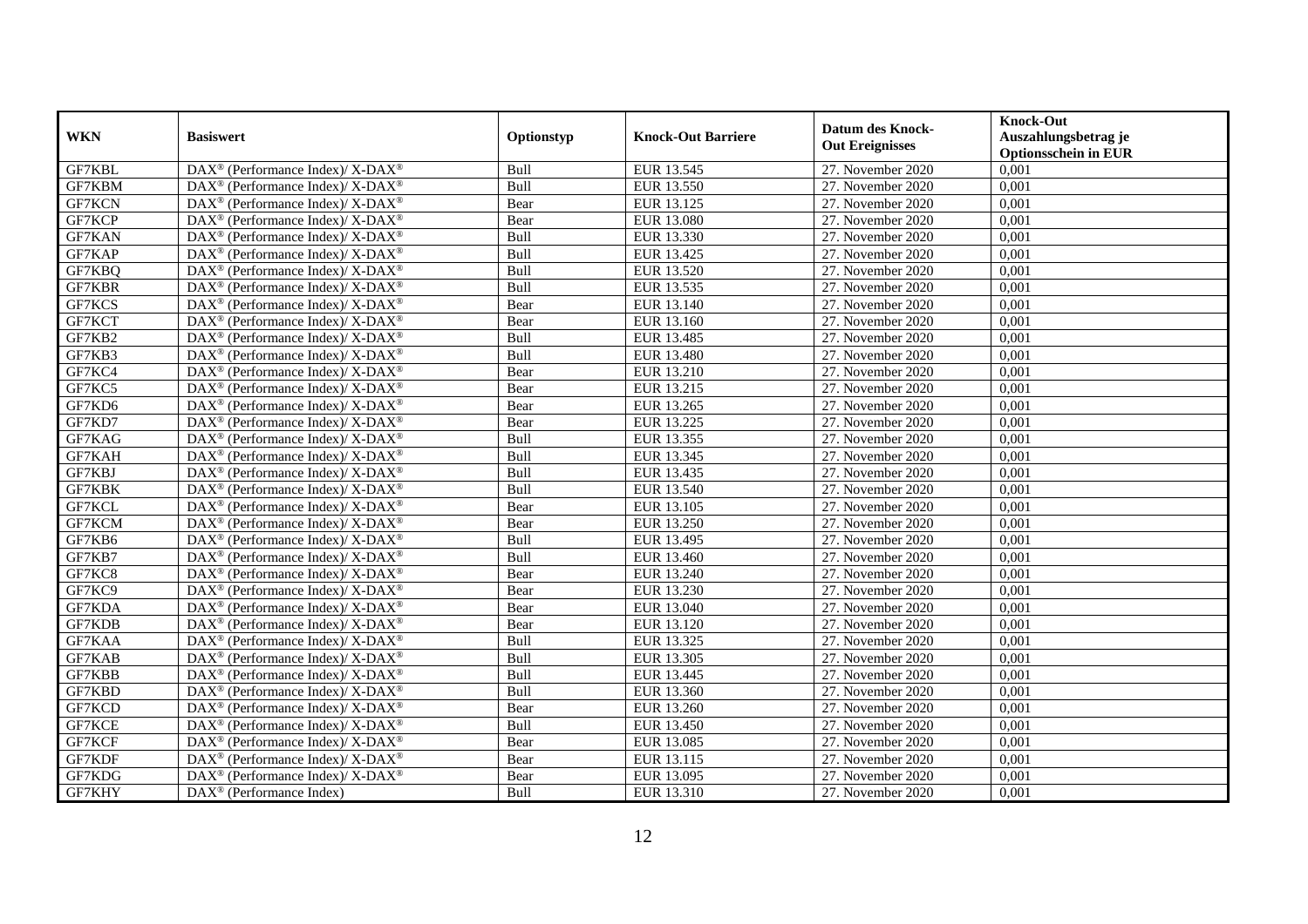| WKN | Basiswert | Optionstyp | Knock-Out Barriere | Datum des Knock-Out Ereignisses | Knock-Out Auszahlungsbetrag je Optionsschein in EUR |
|---|---|---|---|---|---|
| GF7KBL | DAX® (Performance Index)/ X-DAX® | Bull | EUR 13.545 | 27. November 2020 | 0,001 |
| GF7KBM | DAX® (Performance Index)/ X-DAX® | Bull | EUR 13.550 | 27. November 2020 | 0,001 |
| GF7KCN | DAX® (Performance Index)/ X-DAX® | Bear | EUR 13.125 | 27. November 2020 | 0,001 |
| GF7KCP | DAX® (Performance Index)/ X-DAX® | Bear | EUR 13.080 | 27. November 2020 | 0,001 |
| GF7KAN | DAX® (Performance Index)/ X-DAX® | Bull | EUR 13.330 | 27. November 2020 | 0,001 |
| GF7KAP | DAX® (Performance Index)/ X-DAX® | Bull | EUR 13.425 | 27. November 2020 | 0,001 |
| GF7KBQ | DAX® (Performance Index)/ X-DAX® | Bull | EUR 13.520 | 27. November 2020 | 0,001 |
| GF7KBR | DAX® (Performance Index)/ X-DAX® | Bull | EUR 13.535 | 27. November 2020 | 0,001 |
| GF7KCS | DAX® (Performance Index)/ X-DAX® | Bear | EUR 13.140 | 27. November 2020 | 0,001 |
| GF7KCT | DAX® (Performance Index)/ X-DAX® | Bear | EUR 13.160 | 27. November 2020 | 0,001 |
| GF7KB2 | DAX® (Performance Index)/ X-DAX® | Bull | EUR 13.485 | 27. November 2020 | 0,001 |
| GF7KB3 | DAX® (Performance Index)/ X-DAX® | Bull | EUR 13.480 | 27. November 2020 | 0,001 |
| GF7KC4 | DAX® (Performance Index)/ X-DAX® | Bear | EUR 13.210 | 27. November 2020 | 0,001 |
| GF7KC5 | DAX® (Performance Index)/ X-DAX® | Bear | EUR 13.215 | 27. November 2020 | 0,001 |
| GF7KD6 | DAX® (Performance Index)/ X-DAX® | Bear | EUR 13.265 | 27. November 2020 | 0,001 |
| GF7KD7 | DAX® (Performance Index)/ X-DAX® | Bear | EUR 13.225 | 27. November 2020 | 0,001 |
| GF7KAG | DAX® (Performance Index)/ X-DAX® | Bull | EUR 13.355 | 27. November 2020 | 0,001 |
| GF7KAH | DAX® (Performance Index)/ X-DAX® | Bull | EUR 13.345 | 27. November 2020 | 0,001 |
| GF7KBJ | DAX® (Performance Index)/ X-DAX® | Bull | EUR 13.435 | 27. November 2020 | 0,001 |
| GF7KBK | DAX® (Performance Index)/ X-DAX® | Bull | EUR 13.540 | 27. November 2020 | 0,001 |
| GF7KCL | DAX® (Performance Index)/ X-DAX® | Bear | EUR 13.105 | 27. November 2020 | 0,001 |
| GF7KCM | DAX® (Performance Index)/ X-DAX® | Bear | EUR 13.250 | 27. November 2020 | 0,001 |
| GF7KB6 | DAX® (Performance Index)/ X-DAX® | Bull | EUR 13.495 | 27. November 2020 | 0,001 |
| GF7KB7 | DAX® (Performance Index)/ X-DAX® | Bull | EUR 13.460 | 27. November 2020 | 0,001 |
| GF7KC8 | DAX® (Performance Index)/ X-DAX® | Bear | EUR 13.240 | 27. November 2020 | 0,001 |
| GF7KC9 | DAX® (Performance Index)/ X-DAX® | Bear | EUR 13.230 | 27. November 2020 | 0,001 |
| GF7KDA | DAX® (Performance Index)/ X-DAX® | Bear | EUR 13.040 | 27. November 2020 | 0,001 |
| GF7KDB | DAX® (Performance Index)/ X-DAX® | Bear | EUR 13.120 | 27. November 2020 | 0,001 |
| GF7KAA | DAX® (Performance Index)/ X-DAX® | Bull | EUR 13.325 | 27. November 2020 | 0,001 |
| GF7KAB | DAX® (Performance Index)/ X-DAX® | Bull | EUR 13.305 | 27. November 2020 | 0,001 |
| GF7KBB | DAX® (Performance Index)/ X-DAX® | Bull | EUR 13.445 | 27. November 2020 | 0,001 |
| GF7KBD | DAX® (Performance Index)/ X-DAX® | Bull | EUR 13.360 | 27. November 2020 | 0,001 |
| GF7KCD | DAX® (Performance Index)/ X-DAX® | Bear | EUR 13.260 | 27. November 2020 | 0,001 |
| GF7KCE | DAX® (Performance Index)/ X-DAX® | Bull | EUR 13.450 | 27. November 2020 | 0,001 |
| GF7KCF | DAX® (Performance Index)/ X-DAX® | Bear | EUR 13.085 | 27. November 2020 | 0,001 |
| GF7KDF | DAX® (Performance Index)/ X-DAX® | Bear | EUR 13.115 | 27. November 2020 | 0,001 |
| GF7KDG | DAX® (Performance Index)/ X-DAX® | Bear | EUR 13.095 | 27. November 2020 | 0,001 |
| GF7KHY | DAX® (Performance Index) | Bull | EUR 13.310 | 27. November 2020 | 0,001 |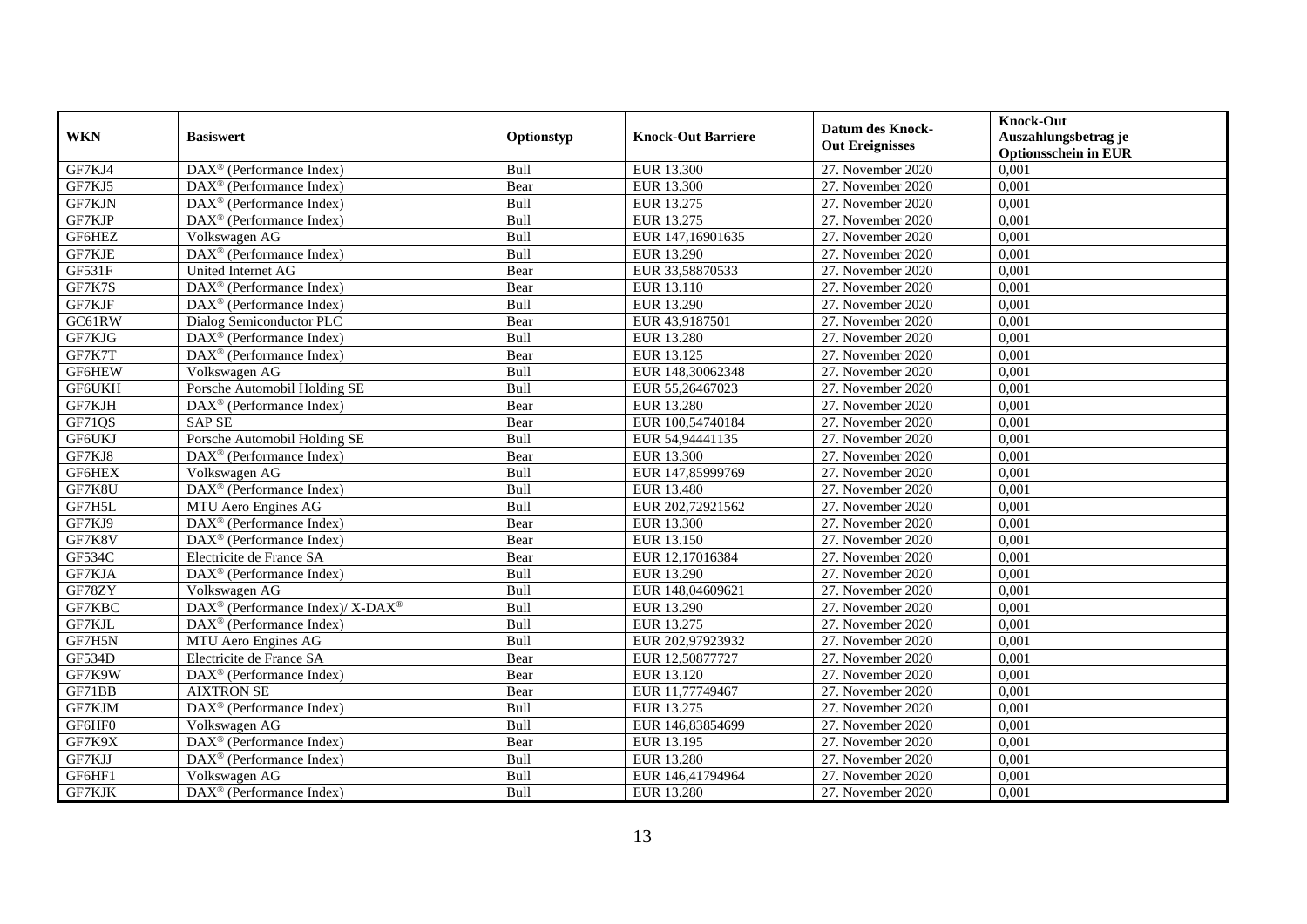| WKN | Basiswert | Optionstyp | Knock-Out Barriere | Datum des Knock-Out Ereignisses | Knock-Out Auszahlungsbetrag je Optionsschein in EUR |
|---|---|---|---|---|---|
| GF7KJ4 | DAX® (Performance Index) | Bull | EUR 13.300 | 27. November 2020 | 0,001 |
| GF7KJ5 | DAX® (Performance Index) | Bear | EUR 13.300 | 27. November 2020 | 0,001 |
| GF7KJN | DAX® (Performance Index) | Bull | EUR 13.275 | 27. November 2020 | 0,001 |
| GF7KJP | DAX® (Performance Index) | Bull | EUR 13.275 | 27. November 2020 | 0,001 |
| GF6HEZ | Volkswagen AG | Bull | EUR 147,16901635 | 27. November 2020 | 0,001 |
| GF7KJE | DAX® (Performance Index) | Bull | EUR 13.290 | 27. November 2020 | 0,001 |
| GF531F | United Internet AG | Bear | EUR 33,58870533 | 27. November 2020 | 0,001 |
| GF7K7S | DAX® (Performance Index) | Bear | EUR 13.110 | 27. November 2020 | 0,001 |
| GF7KJF | DAX® (Performance Index) | Bull | EUR 13.290 | 27. November 2020 | 0,001 |
| GC61RW | Dialog Semiconductor PLC | Bear | EUR 43,9187501 | 27. November 2020 | 0,001 |
| GF7KJG | DAX® (Performance Index) | Bull | EUR 13.280 | 27. November 2020 | 0,001 |
| GF7K7T | DAX® (Performance Index) | Bear | EUR 13.125 | 27. November 2020 | 0,001 |
| GF6HEW | Volkswagen AG | Bull | EUR 148,30062348 | 27. November 2020 | 0,001 |
| GF6UKH | Porsche Automobil Holding SE | Bull | EUR 55,26467023 | 27. November 2020 | 0,001 |
| GF7KJH | DAX® (Performance Index) | Bear | EUR 13.280 | 27. November 2020 | 0,001 |
| GF71QS | SAP SE | Bear | EUR 100,54740184 | 27. November 2020 | 0,001 |
| GF6UKJ | Porsche Automobil Holding SE | Bull | EUR 54,94441135 | 27. November 2020 | 0,001 |
| GF7KJ8 | DAX® (Performance Index) | Bear | EUR 13.300 | 27. November 2020 | 0,001 |
| GF6HEX | Volkswagen AG | Bull | EUR 147,85999769 | 27. November 2020 | 0,001 |
| GF7K8U | DAX® (Performance Index) | Bull | EUR 13.480 | 27. November 2020 | 0,001 |
| GF7H5L | MTU Aero Engines AG | Bull | EUR 202,72921562 | 27. November 2020 | 0,001 |
| GF7KJ9 | DAX® (Performance Index) | Bear | EUR 13.300 | 27. November 2020 | 0,001 |
| GF7K8V | DAX® (Performance Index) | Bear | EUR 13.150 | 27. November 2020 | 0,001 |
| GF534C | Electricite de France SA | Bear | EUR 12,17016384 | 27. November 2020 | 0,001 |
| GF7KJA | DAX® (Performance Index) | Bull | EUR 13.290 | 27. November 2020 | 0,001 |
| GF78ZY | Volkswagen AG | Bull | EUR 148,04609621 | 27. November 2020 | 0,001 |
| GF7KBC | DAX® (Performance Index)/ X-DAX® | Bull | EUR 13.290 | 27. November 2020 | 0,001 |
| GF7KJL | DAX® (Performance Index) | Bull | EUR 13.275 | 27. November 2020 | 0,001 |
| GF7H5N | MTU Aero Engines AG | Bull | EUR 202,97923932 | 27. November 2020 | 0,001 |
| GF534D | Electricite de France SA | Bear | EUR 12,50877727 | 27. November 2020 | 0,001 |
| GF7K9W | DAX® (Performance Index) | Bear | EUR 13.120 | 27. November 2020 | 0,001 |
| GF71BB | AIXTRON SE | Bear | EUR 11,77749467 | 27. November 2020 | 0,001 |
| GF7KJM | DAX® (Performance Index) | Bull | EUR 13.275 | 27. November 2020 | 0,001 |
| GF6HF0 | Volkswagen AG | Bull | EUR 146,83854699 | 27. November 2020 | 0,001 |
| GF7K9X | DAX® (Performance Index) | Bear | EUR 13.195 | 27. November 2020 | 0,001 |
| GF7KJJ | DAX® (Performance Index) | Bull | EUR 13.280 | 27. November 2020 | 0,001 |
| GF6HF1 | Volkswagen AG | Bull | EUR 146,41794964 | 27. November 2020 | 0,001 |
| GF7KJK | DAX® (Performance Index) | Bull | EUR 13.280 | 27. November 2020 | 0,001 |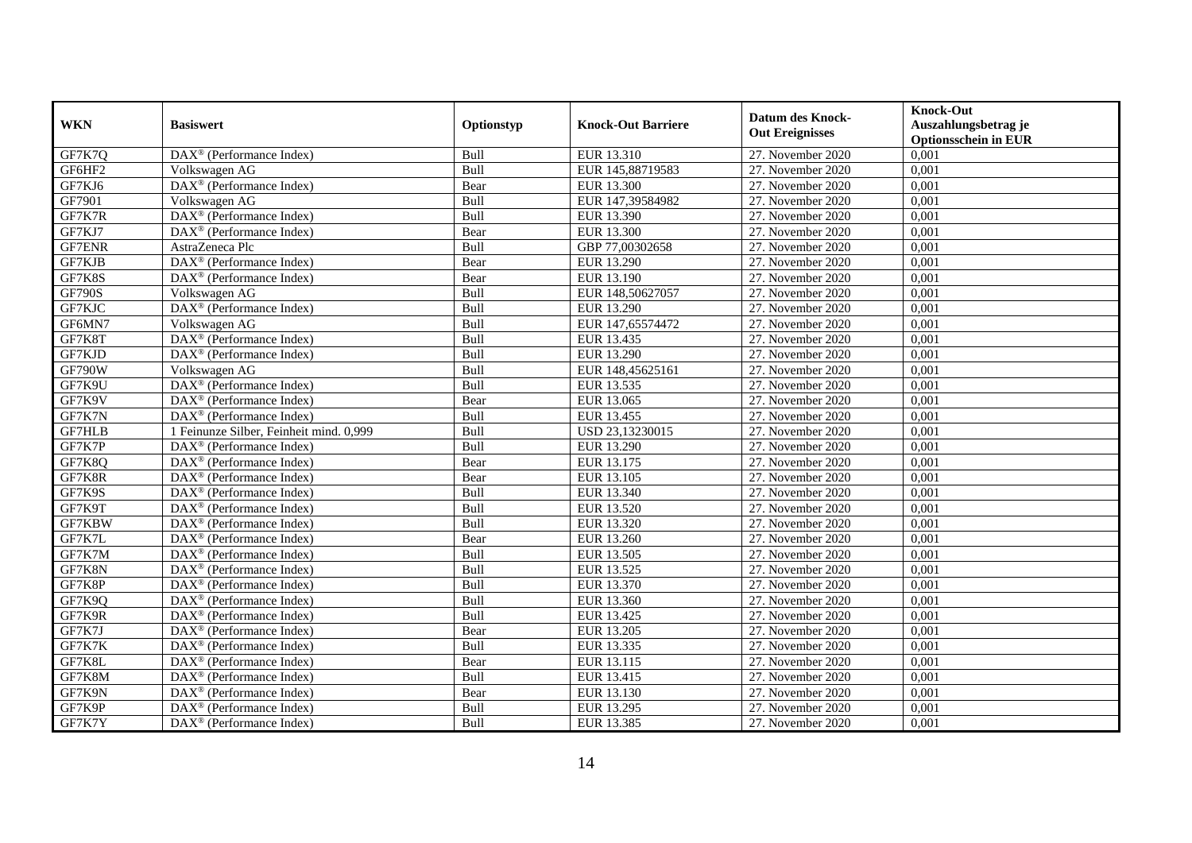| WKN | Basiswert | Optionstyp | Knock-Out Barriere | Datum des Knock-Out Ereignisses | Knock-Out Auszahlungsbetrag je Optionsschein in EUR |
|---|---|---|---|---|---|
| GF7K7Q | DAX® (Performance Index) | Bull | EUR 13.310 | 27. November 2020 | 0,001 |
| GF6HF2 | Volkswagen AG | Bull | EUR 145,88719583 | 27. November 2020 | 0,001 |
| GF7KJ6 | DAX® (Performance Index) | Bear | EUR 13.300 | 27. November 2020 | 0,001 |
| GF7901 | Volkswagen AG | Bull | EUR 147,39584982 | 27. November 2020 | 0,001 |
| GF7K7R | DAX® (Performance Index) | Bull | EUR 13.390 | 27. November 2020 | 0,001 |
| GF7KJ7 | DAX® (Performance Index) | Bear | EUR 13.300 | 27. November 2020 | 0,001 |
| GF7ENR | AstraZeneca Plc | Bull | GBP 77,00302658 | 27. November 2020 | 0,001 |
| GF7KJB | DAX® (Performance Index) | Bear | EUR 13.290 | 27. November 2020 | 0,001 |
| GF7K8S | DAX® (Performance Index) | Bear | EUR 13.190 | 27. November 2020 | 0,001 |
| GF790S | Volkswagen AG | Bull | EUR 148,50627057 | 27. November 2020 | 0,001 |
| GF7KJC | DAX® (Performance Index) | Bull | EUR 13.290 | 27. November 2020 | 0,001 |
| GF6MN7 | Volkswagen AG | Bull | EUR 147,65574472 | 27. November 2020 | 0,001 |
| GF7K8T | DAX® (Performance Index) | Bull | EUR 13.435 | 27. November 2020 | 0,001 |
| GF7KJD | DAX® (Performance Index) | Bull | EUR 13.290 | 27. November 2020 | 0,001 |
| GF790W | Volkswagen AG | Bull | EUR 148,45625161 | 27. November 2020 | 0,001 |
| GF7K9U | DAX® (Performance Index) | Bull | EUR 13.535 | 27. November 2020 | 0,001 |
| GF7K9V | DAX® (Performance Index) | Bear | EUR 13.065 | 27. November 2020 | 0,001 |
| GF7K7N | DAX® (Performance Index) | Bull | EUR 13.455 | 27. November 2020 | 0,001 |
| GF7HLB | 1 Feinunze Silber, Feinheit mind. 0,999 | Bull | USD 23,13230015 | 27. November 2020 | 0,001 |
| GF7K7P | DAX® (Performance Index) | Bull | EUR 13.290 | 27. November 2020 | 0,001 |
| GF7K8Q | DAX® (Performance Index) | Bear | EUR 13.175 | 27. November 2020 | 0,001 |
| GF7K8R | DAX® (Performance Index) | Bear | EUR 13.105 | 27. November 2020 | 0,001 |
| GF7K9S | DAX® (Performance Index) | Bull | EUR 13.340 | 27. November 2020 | 0,001 |
| GF7K9T | DAX® (Performance Index) | Bull | EUR 13.520 | 27. November 2020 | 0,001 |
| GF7KBW | DAX® (Performance Index) | Bull | EUR 13.320 | 27. November 2020 | 0,001 |
| GF7K7L | DAX® (Performance Index) | Bear | EUR 13.260 | 27. November 2020 | 0,001 |
| GF7K7M | DAX® (Performance Index) | Bull | EUR 13.505 | 27. November 2020 | 0,001 |
| GF7K8N | DAX® (Performance Index) | Bull | EUR 13.525 | 27. November 2020 | 0,001 |
| GF7K8P | DAX® (Performance Index) | Bull | EUR 13.370 | 27. November 2020 | 0,001 |
| GF7K9Q | DAX® (Performance Index) | Bull | EUR 13.360 | 27. November 2020 | 0,001 |
| GF7K9R | DAX® (Performance Index) | Bull | EUR 13.425 | 27. November 2020 | 0,001 |
| GF7K7J | DAX® (Performance Index) | Bear | EUR 13.205 | 27. November 2020 | 0,001 |
| GF7K7K | DAX® (Performance Index) | Bull | EUR 13.335 | 27. November 2020 | 0,001 |
| GF7K8L | DAX® (Performance Index) | Bear | EUR 13.115 | 27. November 2020 | 0,001 |
| GF7K8M | DAX® (Performance Index) | Bull | EUR 13.415 | 27. November 2020 | 0,001 |
| GF7K9N | DAX® (Performance Index) | Bear | EUR 13.130 | 27. November 2020 | 0,001 |
| GF7K9P | DAX® (Performance Index) | Bull | EUR 13.295 | 27. November 2020 | 0,001 |
| GF7K7Y | DAX® (Performance Index) | Bull | EUR 13.385 | 27. November 2020 | 0,001 |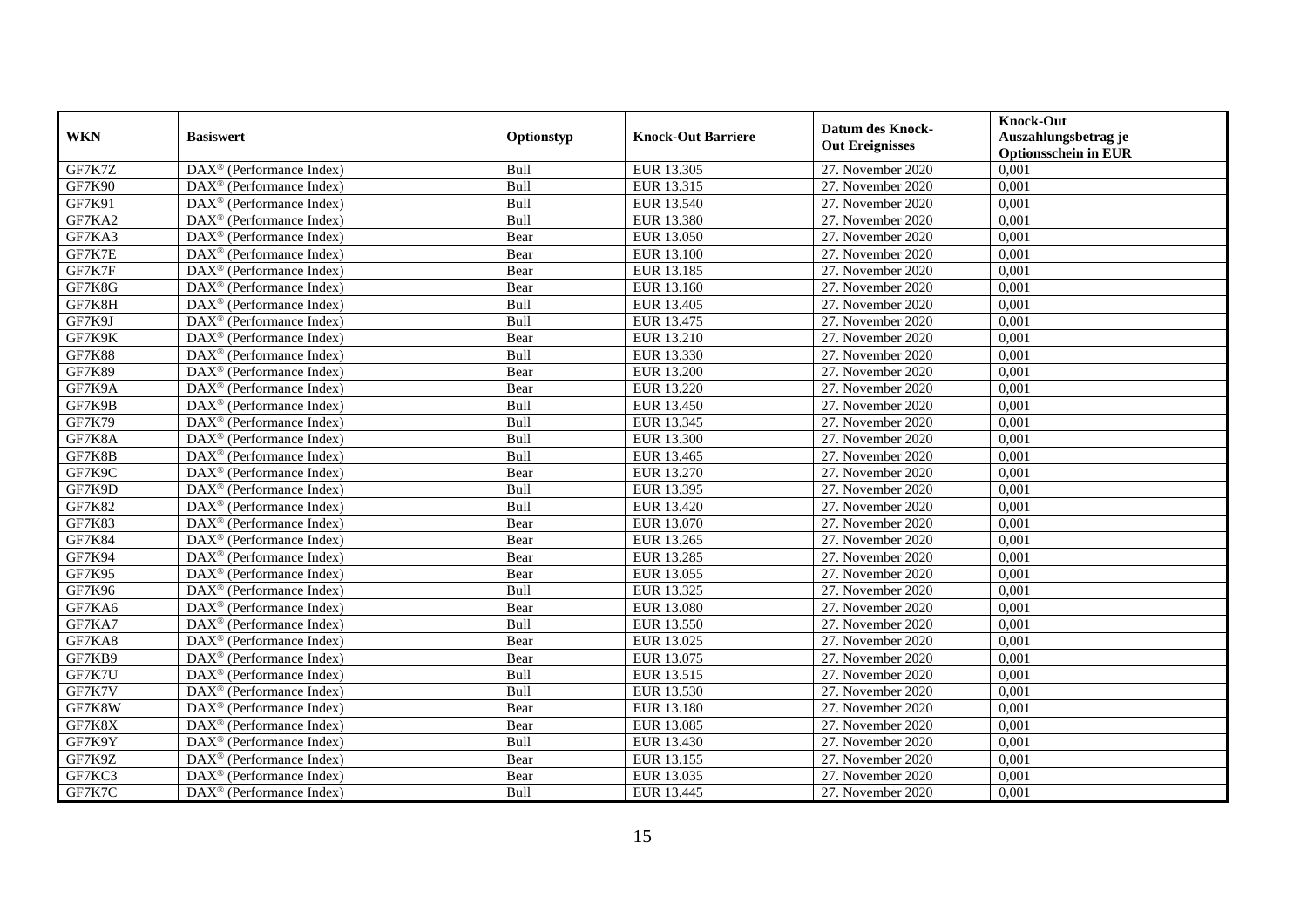| WKN | Basiswert | Optionstyp | Knock-Out Barriere | Datum des Knock-Out Ereignisses | Knock-Out Auszahlungsbetrag je Optionsschein in EUR |
|---|---|---|---|---|---|
| GF7K7Z | DAX® (Performance Index) | Bull | EUR 13.305 | 27. November 2020 | 0,001 |
| GF7K90 | DAX® (Performance Index) | Bull | EUR 13.315 | 27. November 2020 | 0,001 |
| GF7K91 | DAX® (Performance Index) | Bull | EUR 13.540 | 27. November 2020 | 0,001 |
| GF7KA2 | DAX® (Performance Index) | Bull | EUR 13.380 | 27. November 2020 | 0,001 |
| GF7KA3 | DAX® (Performance Index) | Bear | EUR 13.050 | 27. November 2020 | 0,001 |
| GF7K7E | DAX® (Performance Index) | Bear | EUR 13.100 | 27. November 2020 | 0,001 |
| GF7K7F | DAX® (Performance Index) | Bear | EUR 13.185 | 27. November 2020 | 0,001 |
| GF7K8G | DAX® (Performance Index) | Bear | EUR 13.160 | 27. November 2020 | 0,001 |
| GF7K8H | DAX® (Performance Index) | Bull | EUR 13.405 | 27. November 2020 | 0,001 |
| GF7K9J | DAX® (Performance Index) | Bull | EUR 13.475 | 27. November 2020 | 0,001 |
| GF7K9K | DAX® (Performance Index) | Bear | EUR 13.210 | 27. November 2020 | 0,001 |
| GF7K88 | DAX® (Performance Index) | Bull | EUR 13.330 | 27. November 2020 | 0,001 |
| GF7K89 | DAX® (Performance Index) | Bear | EUR 13.200 | 27. November 2020 | 0,001 |
| GF7K9A | DAX® (Performance Index) | Bear | EUR 13.220 | 27. November 2020 | 0,001 |
| GF7K9B | DAX® (Performance Index) | Bull | EUR 13.450 | 27. November 2020 | 0,001 |
| GF7K79 | DAX® (Performance Index) | Bull | EUR 13.345 | 27. November 2020 | 0,001 |
| GF7K8A | DAX® (Performance Index) | Bull | EUR 13.300 | 27. November 2020 | 0,001 |
| GF7K8B | DAX® (Performance Index) | Bull | EUR 13.465 | 27. November 2020 | 0,001 |
| GF7K9C | DAX® (Performance Index) | Bear | EUR 13.270 | 27. November 2020 | 0,001 |
| GF7K9D | DAX® (Performance Index) | Bull | EUR 13.395 | 27. November 2020 | 0,001 |
| GF7K82 | DAX® (Performance Index) | Bull | EUR 13.420 | 27. November 2020 | 0,001 |
| GF7K83 | DAX® (Performance Index) | Bear | EUR 13.070 | 27. November 2020 | 0,001 |
| GF7K84 | DAX® (Performance Index) | Bear | EUR 13.265 | 27. November 2020 | 0,001 |
| GF7K94 | DAX® (Performance Index) | Bear | EUR 13.285 | 27. November 2020 | 0,001 |
| GF7K95 | DAX® (Performance Index) | Bear | EUR 13.055 | 27. November 2020 | 0,001 |
| GF7K96 | DAX® (Performance Index) | Bull | EUR 13.325 | 27. November 2020 | 0,001 |
| GF7KA6 | DAX® (Performance Index) | Bear | EUR 13.080 | 27. November 2020 | 0,001 |
| GF7KA7 | DAX® (Performance Index) | Bull | EUR 13.550 | 27. November 2020 | 0,001 |
| GF7KA8 | DAX® (Performance Index) | Bear | EUR 13.025 | 27. November 2020 | 0,001 |
| GF7KB9 | DAX® (Performance Index) | Bear | EUR 13.075 | 27. November 2020 | 0,001 |
| GF7K7U | DAX® (Performance Index) | Bull | EUR 13.515 | 27. November 2020 | 0,001 |
| GF7K7V | DAX® (Performance Index) | Bull | EUR 13.530 | 27. November 2020 | 0,001 |
| GF7K8W | DAX® (Performance Index) | Bear | EUR 13.180 | 27. November 2020 | 0,001 |
| GF7K8X | DAX® (Performance Index) | Bear | EUR 13.085 | 27. November 2020 | 0,001 |
| GF7K9Y | DAX® (Performance Index) | Bull | EUR 13.430 | 27. November 2020 | 0,001 |
| GF7K9Z | DAX® (Performance Index) | Bear | EUR 13.155 | 27. November 2020 | 0,001 |
| GF7KC3 | DAX® (Performance Index) | Bear | EUR 13.035 | 27. November 2020 | 0,001 |
| GF7K7C | DAX® (Performance Index) | Bull | EUR 13.445 | 27. November 2020 | 0,001 |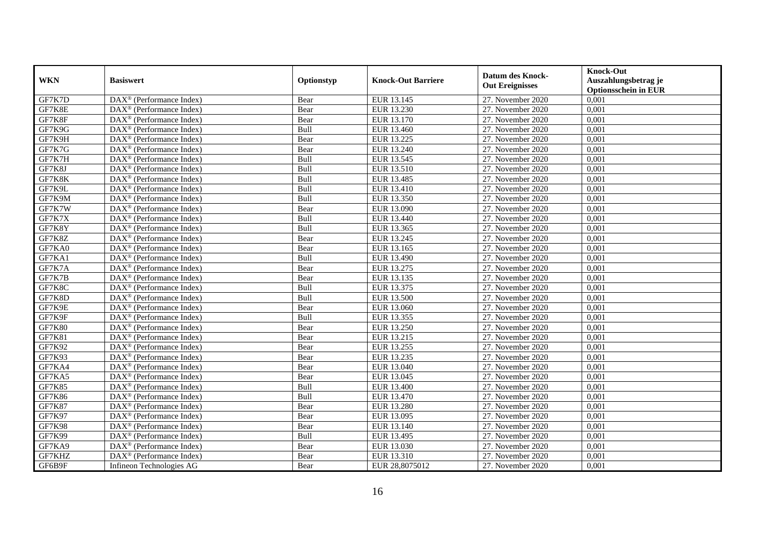| WKN | Basiswert | Optionstyp | Knock-Out Barriere | Datum des Knock-Out Ereignisses | Knock-Out Auszahlungsbetrag je Optionsschein in EUR |
|---|---|---|---|---|---|
| GF7K7D | DAX® (Performance Index) | Bear | EUR 13.145 | 27. November 2020 | 0,001 |
| GF7K8E | DAX® (Performance Index) | Bear | EUR 13.230 | 27. November 2020 | 0,001 |
| GF7K8F | DAX® (Performance Index) | Bear | EUR 13.170 | 27. November 2020 | 0,001 |
| GF7K9G | DAX® (Performance Index) | Bull | EUR 13.460 | 27. November 2020 | 0,001 |
| GF7K9H | DAX® (Performance Index) | Bear | EUR 13.225 | 27. November 2020 | 0,001 |
| GF7K7G | DAX® (Performance Index) | Bear | EUR 13.240 | 27. November 2020 | 0,001 |
| GF7K7H | DAX® (Performance Index) | Bull | EUR 13.545 | 27. November 2020 | 0,001 |
| GF7K8J | DAX® (Performance Index) | Bull | EUR 13.510 | 27. November 2020 | 0,001 |
| GF7K8K | DAX® (Performance Index) | Bull | EUR 13.485 | 27. November 2020 | 0,001 |
| GF7K9L | DAX® (Performance Index) | Bull | EUR 13.410 | 27. November 2020 | 0,001 |
| GF7K9M | DAX® (Performance Index) | Bull | EUR 13.350 | 27. November 2020 | 0,001 |
| GF7K7W | DAX® (Performance Index) | Bear | EUR 13.090 | 27. November 2020 | 0,001 |
| GF7K7X | DAX® (Performance Index) | Bull | EUR 13.440 | 27. November 2020 | 0,001 |
| GF7K8Y | DAX® (Performance Index) | Bull | EUR 13.365 | 27. November 2020 | 0,001 |
| GF7K8Z | DAX® (Performance Index) | Bear | EUR 13.245 | 27. November 2020 | 0,001 |
| GF7KA0 | DAX® (Performance Index) | Bear | EUR 13.165 | 27. November 2020 | 0,001 |
| GF7KA1 | DAX® (Performance Index) | Bull | EUR 13.490 | 27. November 2020 | 0,001 |
| GF7K7A | DAX® (Performance Index) | Bear | EUR 13.275 | 27. November 2020 | 0,001 |
| GF7K7B | DAX® (Performance Index) | Bear | EUR 13.135 | 27. November 2020 | 0,001 |
| GF7K8C | DAX® (Performance Index) | Bull | EUR 13.375 | 27. November 2020 | 0,001 |
| GF7K8D | DAX® (Performance Index) | Bull | EUR 13.500 | 27. November 2020 | 0,001 |
| GF7K9E | DAX® (Performance Index) | Bear | EUR 13.060 | 27. November 2020 | 0,001 |
| GF7K9F | DAX® (Performance Index) | Bull | EUR 13.355 | 27. November 2020 | 0,001 |
| GF7K80 | DAX® (Performance Index) | Bear | EUR 13.250 | 27. November 2020 | 0,001 |
| GF7K81 | DAX® (Performance Index) | Bear | EUR 13.215 | 27. November 2020 | 0,001 |
| GF7K92 | DAX® (Performance Index) | Bear | EUR 13.255 | 27. November 2020 | 0,001 |
| GF7K93 | DAX® (Performance Index) | Bear | EUR 13.235 | 27. November 2020 | 0,001 |
| GF7KA4 | DAX® (Performance Index) | Bear | EUR 13.040 | 27. November 2020 | 0,001 |
| GF7KA5 | DAX® (Performance Index) | Bear | EUR 13.045 | 27. November 2020 | 0,001 |
| GF7K85 | DAX® (Performance Index) | Bull | EUR 13.400 | 27. November 2020 | 0,001 |
| GF7K86 | DAX® (Performance Index) | Bull | EUR 13.470 | 27. November 2020 | 0,001 |
| GF7K87 | DAX® (Performance Index) | Bear | EUR 13.280 | 27. November 2020 | 0,001 |
| GF7K97 | DAX® (Performance Index) | Bear | EUR 13.095 | 27. November 2020 | 0,001 |
| GF7K98 | DAX® (Performance Index) | Bear | EUR 13.140 | 27. November 2020 | 0,001 |
| GF7K99 | DAX® (Performance Index) | Bull | EUR 13.495 | 27. November 2020 | 0,001 |
| GF7KA9 | DAX® (Performance Index) | Bear | EUR 13.030 | 27. November 2020 | 0,001 |
| GF7KHZ | DAX® (Performance Index) | Bear | EUR 13.310 | 27. November 2020 | 0,001 |
| GF6B9F | Infineon Technologies AG | Bear | EUR 28,8075012 | 27. November 2020 | 0,001 |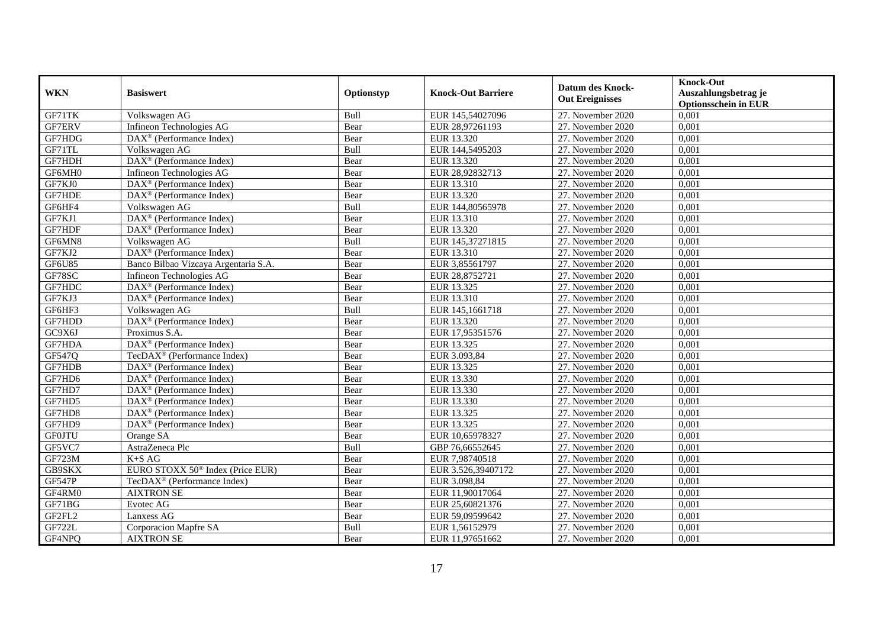| WKN | Basiswert | Optionstyp | Knock-Out Barriere | Datum des Knock-Out Ereignisses | Knock-Out Auszahlungsbetrag je Optionsschein in EUR |
|---|---|---|---|---|---|
| GF71TK | Volkswagen AG | Bull | EUR 145,54027096 | 27. November 2020 | 0,001 |
| GF7ERV | Infineon Technologies AG | Bear | EUR 28,97261193 | 27. November 2020 | 0,001 |
| GF7HDG | DAX® (Performance Index) | Bear | EUR 13.320 | 27. November 2020 | 0,001 |
| GF71TL | Volkswagen AG | Bull | EUR 144,5495203 | 27. November 2020 | 0,001 |
| GF7HDH | DAX® (Performance Index) | Bear | EUR 13.320 | 27. November 2020 | 0,001 |
| GF6MH0 | Infineon Technologies AG | Bear | EUR 28,92832713 | 27. November 2020 | 0,001 |
| GF7KJ0 | DAX® (Performance Index) | Bear | EUR 13.310 | 27. November 2020 | 0,001 |
| GF7HDE | DAX® (Performance Index) | Bear | EUR 13.320 | 27. November 2020 | 0,001 |
| GF6HF4 | Volkswagen AG | Bull | EUR 144,80565978 | 27. November 2020 | 0,001 |
| GF7KJ1 | DAX® (Performance Index) | Bear | EUR 13.310 | 27. November 2020 | 0,001 |
| GF7HDF | DAX® (Performance Index) | Bear | EUR 13.320 | 27. November 2020 | 0,001 |
| GF6MN8 | Volkswagen AG | Bull | EUR 145,37271815 | 27. November 2020 | 0,001 |
| GF7KJ2 | DAX® (Performance Index) | Bear | EUR 13.310 | 27. November 2020 | 0,001 |
| GF6U85 | Banco Bilbao Vizcaya Argentaria S.A. | Bear | EUR 3,85561797 | 27. November 2020 | 0,001 |
| GF78SC | Infineon Technologies AG | Bear | EUR 28,8752721 | 27. November 2020 | 0,001 |
| GF7HDC | DAX® (Performance Index) | Bear | EUR 13.325 | 27. November 2020 | 0,001 |
| GF7KJ3 | DAX® (Performance Index) | Bear | EUR 13.310 | 27. November 2020 | 0,001 |
| GF6HF3 | Volkswagen AG | Bull | EUR 145,1661718 | 27. November 2020 | 0,001 |
| GF7HDD | DAX® (Performance Index) | Bear | EUR 13.320 | 27. November 2020 | 0,001 |
| GC9X6J | Proximus S.A. | Bear | EUR 17,95351576 | 27. November 2020 | 0,001 |
| GF7HDA | DAX® (Performance Index) | Bear | EUR 13.325 | 27. November 2020 | 0,001 |
| GF547Q | TecDAX® (Performance Index) | Bear | EUR 3.093,84 | 27. November 2020 | 0,001 |
| GF7HDB | DAX® (Performance Index) | Bear | EUR 13.325 | 27. November 2020 | 0,001 |
| GF7HD6 | DAX® (Performance Index) | Bear | EUR 13.330 | 27. November 2020 | 0,001 |
| GF7HD7 | DAX® (Performance Index) | Bear | EUR 13.330 | 27. November 2020 | 0,001 |
| GF7HD5 | DAX® (Performance Index) | Bear | EUR 13.330 | 27. November 2020 | 0,001 |
| GF7HD8 | DAX® (Performance Index) | Bear | EUR 13.325 | 27. November 2020 | 0,001 |
| GF7HD9 | DAX® (Performance Index) | Bear | EUR 13.325 | 27. November 2020 | 0,001 |
| GF0JTU | Orange SA | Bear | EUR 10,65978327 | 27. November 2020 | 0,001 |
| GF5VC7 | AstraZeneca Plc | Bull | GBP 76,66552645 | 27. November 2020 | 0,001 |
| GF723M | K+S AG | Bear | EUR 7,98740518 | 27. November 2020 | 0,001 |
| GB9SKX | EURO STOXX 50® Index (Price EUR) | Bear | EUR 3.526,39407172 | 27. November 2020 | 0,001 |
| GF547P | TecDAX® (Performance Index) | Bear | EUR 3.098,84 | 27. November 2020 | 0,001 |
| GF4RM0 | AIXTRON SE | Bear | EUR 11,90017064 | 27. November 2020 | 0,001 |
| GF71BG | Evotec AG | Bear | EUR 25,60821376 | 27. November 2020 | 0,001 |
| GF2FL2 | Lanxess AG | Bear | EUR 59,09599642 | 27. November 2020 | 0,001 |
| GF722L | Corporacion Mapfre SA | Bull | EUR 1,56152979 | 27. November 2020 | 0,001 |
| GF4NPQ | AIXTRON SE | Bear | EUR 11,97651662 | 27. November 2020 | 0,001 |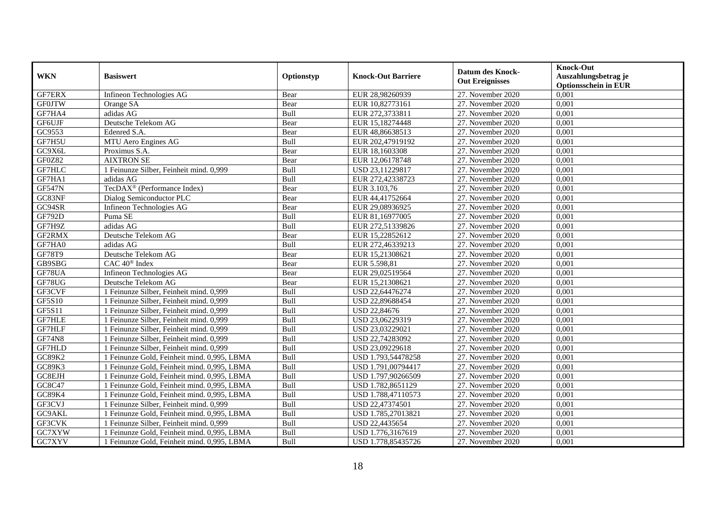| WKN | Basiswert | Optionstyp | Knock-Out Barriere | Datum des Knock-Out Ereignisses | Knock-Out Auszahlungsbetrag je Optionsschein in EUR |
|---|---|---|---|---|---|
| GF7ERX | Infineon Technologies AG | Bear | EUR 28,98260939 | 27. November 2020 | 0,001 |
| GF0JTW | Orange SA | Bear | EUR 10,82773161 | 27. November 2020 | 0,001 |
| GF7HA4 | adidas AG | Bull | EUR 272,3733811 | 27. November 2020 | 0,001 |
| GF6UJF | Deutsche Telekom AG | Bear | EUR 15,18274448 | 27. November 2020 | 0,001 |
| GC9553 | Edenred S.A. | Bear | EUR 48,86638513 | 27. November 2020 | 0,001 |
| GF7H5U | MTU Aero Engines AG | Bull | EUR 202,47919192 | 27. November 2020 | 0,001 |
| GC9X6L | Proximus S.A. | Bear | EUR 18,1603308 | 27. November 2020 | 0,001 |
| GF0Z82 | AIXTRON SE | Bear | EUR 12,06178748 | 27. November 2020 | 0,001 |
| GF7HLC | 1 Feinunze Silber, Feinheit mind. 0,999 | Bull | USD 23,11229817 | 27. November 2020 | 0,001 |
| GF7HA1 | adidas AG | Bull | EUR 272,42338723 | 27. November 2020 | 0,001 |
| GF547N | TecDAX® (Performance Index) | Bear | EUR 3.103,76 | 27. November 2020 | 0,001 |
| GC83NF | Dialog Semiconductor PLC | Bear | EUR 44,41752664 | 27. November 2020 | 0,001 |
| GC94SR | Infineon Technologies AG | Bear | EUR 29,08936925 | 27. November 2020 | 0,001 |
| GF792D | Puma SE | Bull | EUR 81,16977005 | 27. November 2020 | 0,001 |
| GF7H9Z | adidas AG | Bull | EUR 272,51339826 | 27. November 2020 | 0,001 |
| GF2RMX | Deutsche Telekom AG | Bear | EUR 15,22852612 | 27. November 2020 | 0,001 |
| GF7HA0 | adidas AG | Bull | EUR 272,46339213 | 27. November 2020 | 0,001 |
| GF78T9 | Deutsche Telekom AG | Bear | EUR 15,21308621 | 27. November 2020 | 0,001 |
| GB9SBG | CAC 40® Index | Bear | EUR 5.598,81 | 27. November 2020 | 0,001 |
| GF78UA | Infineon Technologies AG | Bear | EUR 29,02519564 | 27. November 2020 | 0,001 |
| GF78UG | Deutsche Telekom AG | Bear | EUR 15,21308621 | 27. November 2020 | 0,001 |
| GF3CVF | 1 Feinunze Silber, Feinheit mind. 0,999 | Bull | USD 22,64476274 | 27. November 2020 | 0,001 |
| GF5S10 | 1 Feinunze Silber, Feinheit mind. 0,999 | Bull | USD 22,89688454 | 27. November 2020 | 0,001 |
| GF5S11 | 1 Feinunze Silber, Feinheit mind. 0,999 | Bull | USD 22,84676 | 27. November 2020 | 0,001 |
| GF7HLE | 1 Feinunze Silber, Feinheit mind. 0,999 | Bull | USD 23,06229319 | 27. November 2020 | 0,001 |
| GF7HLF | 1 Feinunze Silber, Feinheit mind. 0,999 | Bull | USD 23,03229021 | 27. November 2020 | 0,001 |
| GF74N8 | 1 Feinunze Silber, Feinheit mind. 0,999 | Bull | USD 22,74283092 | 27. November 2020 | 0,001 |
| GF7HLD | 1 Feinunze Silber, Feinheit mind. 0,999 | Bull | USD 23,09229618 | 27. November 2020 | 0,001 |
| GC89K2 | 1 Feinunze Gold, Feinheit mind. 0,995, LBMA | Bull | USD 1.793,54478258 | 27. November 2020 | 0,001 |
| GC89K3 | 1 Feinunze Gold, Feinheit mind. 0,995, LBMA | Bull | USD 1.791,00794417 | 27. November 2020 | 0,001 |
| GC8EJH | 1 Feinunze Gold, Feinheit mind. 0,995, LBMA | Bull | USD 1.797,90266509 | 27. November 2020 | 0,001 |
| GC8C47 | 1 Feinunze Gold, Feinheit mind. 0,995, LBMA | Bull | USD 1.782,8651129 | 27. November 2020 | 0,001 |
| GC89K4 | 1 Feinunze Gold, Feinheit mind. 0,995, LBMA | Bull | USD 1.788,47110573 | 27. November 2020 | 0,001 |
| GF3CVJ | 1 Feinunze Silber, Feinheit mind. 0,999 | Bull | USD 22,47374501 | 27. November 2020 | 0,001 |
| GC9AKL | 1 Feinunze Gold, Feinheit mind. 0,995, LBMA | Bull | USD 1.785,27013821 | 27. November 2020 | 0,001 |
| GF3CVK | 1 Feinunze Silber, Feinheit mind. 0,999 | Bull | USD 22,4435654 | 27. November 2020 | 0,001 |
| GC7XYW | 1 Feinunze Gold, Feinheit mind. 0,995, LBMA | Bull | USD 1.776,3167619 | 27. November 2020 | 0,001 |
| GC7XYV | 1 Feinunze Gold, Feinheit mind. 0,995, LBMA | Bull | USD 1.778,85435726 | 27. November 2020 | 0,001 |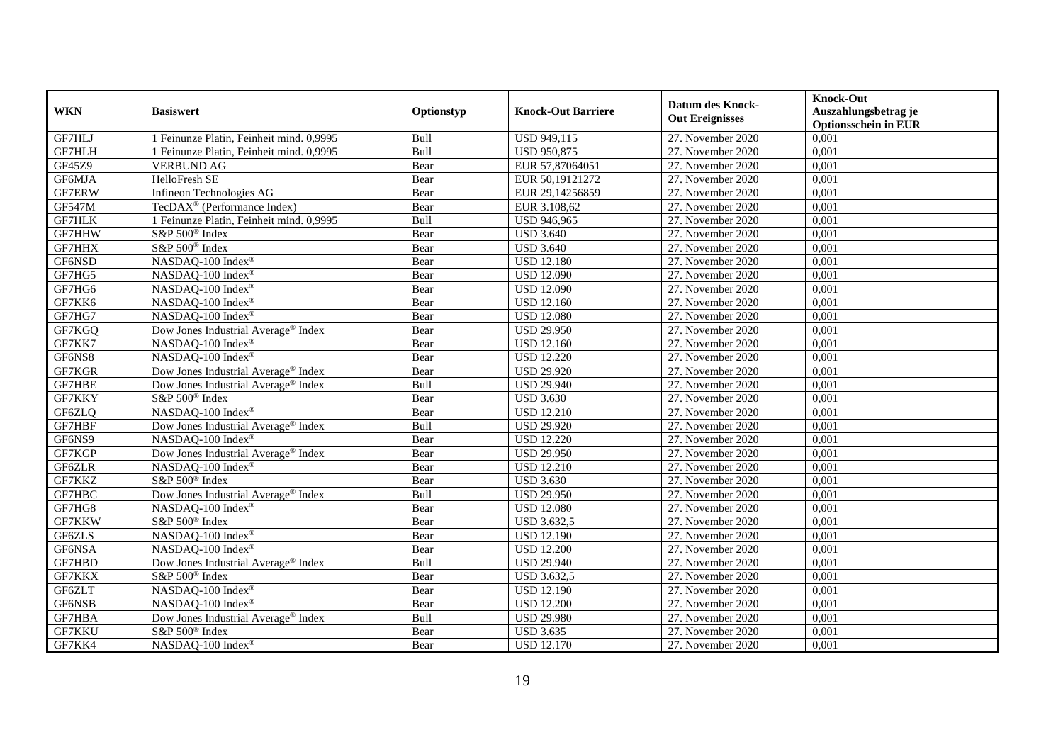| WKN | Basiswert | Optionstyp | Knock-Out Barriere | Datum des Knock-Out Ereignisses | Knock-Out Auszahlungsbetrag je Optionsschein in EUR |
|---|---|---|---|---|---|
| GF7HLJ | 1 Feinunze Platin, Feinheit mind. 0,9995 | Bull | USD 949,115 | 27. November 2020 | 0,001 |
| GF7HLH | 1 Feinunze Platin, Feinheit mind. 0,9995 | Bull | USD 950,875 | 27. November 2020 | 0,001 |
| GF45Z9 | VERBUND AG | Bear | EUR 57,87064051 | 27. November 2020 | 0,001 |
| GF6MJA | HelloFresh SE | Bear | EUR 50,19121272 | 27. November 2020 | 0,001 |
| GF7ERW | Infineon Technologies AG | Bear | EUR 29,14256859 | 27. November 2020 | 0,001 |
| GF547M | TecDAX® (Performance Index) | Bear | EUR 3.108,62 | 27. November 2020 | 0,001 |
| GF7HLK | 1 Feinunze Platin, Feinheit mind. 0,9995 | Bull | USD 946,965 | 27. November 2020 | 0,001 |
| GF7HHW | S&P 500® Index | Bear | USD 3.640 | 27. November 2020 | 0,001 |
| GF7HHX | S&P 500® Index | Bear | USD 3.640 | 27. November 2020 | 0,001 |
| GF6NSD | NASDAQ-100 Index® | Bear | USD 12.180 | 27. November 2020 | 0,001 |
| GF7HG5 | NASDAQ-100 Index® | Bear | USD 12.090 | 27. November 2020 | 0,001 |
| GF7HG6 | NASDAQ-100 Index® | Bear | USD 12.090 | 27. November 2020 | 0,001 |
| GF7KK6 | NASDAQ-100 Index® | Bear | USD 12.160 | 27. November 2020 | 0,001 |
| GF7HG7 | NASDAQ-100 Index® | Bear | USD 12.080 | 27. November 2020 | 0,001 |
| GF7KGQ | Dow Jones Industrial Average® Index | Bear | USD 29.950 | 27. November 2020 | 0,001 |
| GF7KK7 | NASDAQ-100 Index® | Bear | USD 12.160 | 27. November 2020 | 0,001 |
| GF6NS8 | NASDAQ-100 Index® | Bear | USD 12.220 | 27. November 2020 | 0,001 |
| GF7KGR | Dow Jones Industrial Average® Index | Bear | USD 29.920 | 27. November 2020 | 0,001 |
| GF7HBE | Dow Jones Industrial Average® Index | Bull | USD 29.940 | 27. November 2020 | 0,001 |
| GF7KKY | S&P 500® Index | Bear | USD 3.630 | 27. November 2020 | 0,001 |
| GF6ZLQ | NASDAQ-100 Index® | Bear | USD 12.210 | 27. November 2020 | 0,001 |
| GF7HBF | Dow Jones Industrial Average® Index | Bull | USD 29.920 | 27. November 2020 | 0,001 |
| GF6NS9 | NASDAQ-100 Index® | Bear | USD 12.220 | 27. November 2020 | 0,001 |
| GF7KGP | Dow Jones Industrial Average® Index | Bear | USD 29.950 | 27. November 2020 | 0,001 |
| GF6ZLR | NASDAQ-100 Index® | Bear | USD 12.210 | 27. November 2020 | 0,001 |
| GF7KKZ | S&P 500® Index | Bear | USD 3.630 | 27. November 2020 | 0,001 |
| GF7HBC | Dow Jones Industrial Average® Index | Bull | USD 29.950 | 27. November 2020 | 0,001 |
| GF7HG8 | NASDAQ-100 Index® | Bear | USD 12.080 | 27. November 2020 | 0,001 |
| GF7KKW | S&P 500® Index | Bear | USD 3.632,5 | 27. November 2020 | 0,001 |
| GF6ZLS | NASDAQ-100 Index® | Bear | USD 12.190 | 27. November 2020 | 0,001 |
| GF6NSA | NASDAQ-100 Index® | Bear | USD 12.200 | 27. November 2020 | 0,001 |
| GF7HBD | Dow Jones Industrial Average® Index | Bull | USD 29.940 | 27. November 2020 | 0,001 |
| GF7KKX | S&P 500® Index | Bear | USD 3.632,5 | 27. November 2020 | 0,001 |
| GF6ZLT | NASDAQ-100 Index® | Bear | USD 12.190 | 27. November 2020 | 0,001 |
| GF6NSB | NASDAQ-100 Index® | Bear | USD 12.200 | 27. November 2020 | 0,001 |
| GF7HBA | Dow Jones Industrial Average® Index | Bull | USD 29.980 | 27. November 2020 | 0,001 |
| GF7KKU | S&P 500® Index | Bear | USD 3.635 | 27. November 2020 | 0,001 |
| GF7KK4 | NASDAQ-100 Index® | Bear | USD 12.170 | 27. November 2020 | 0,001 |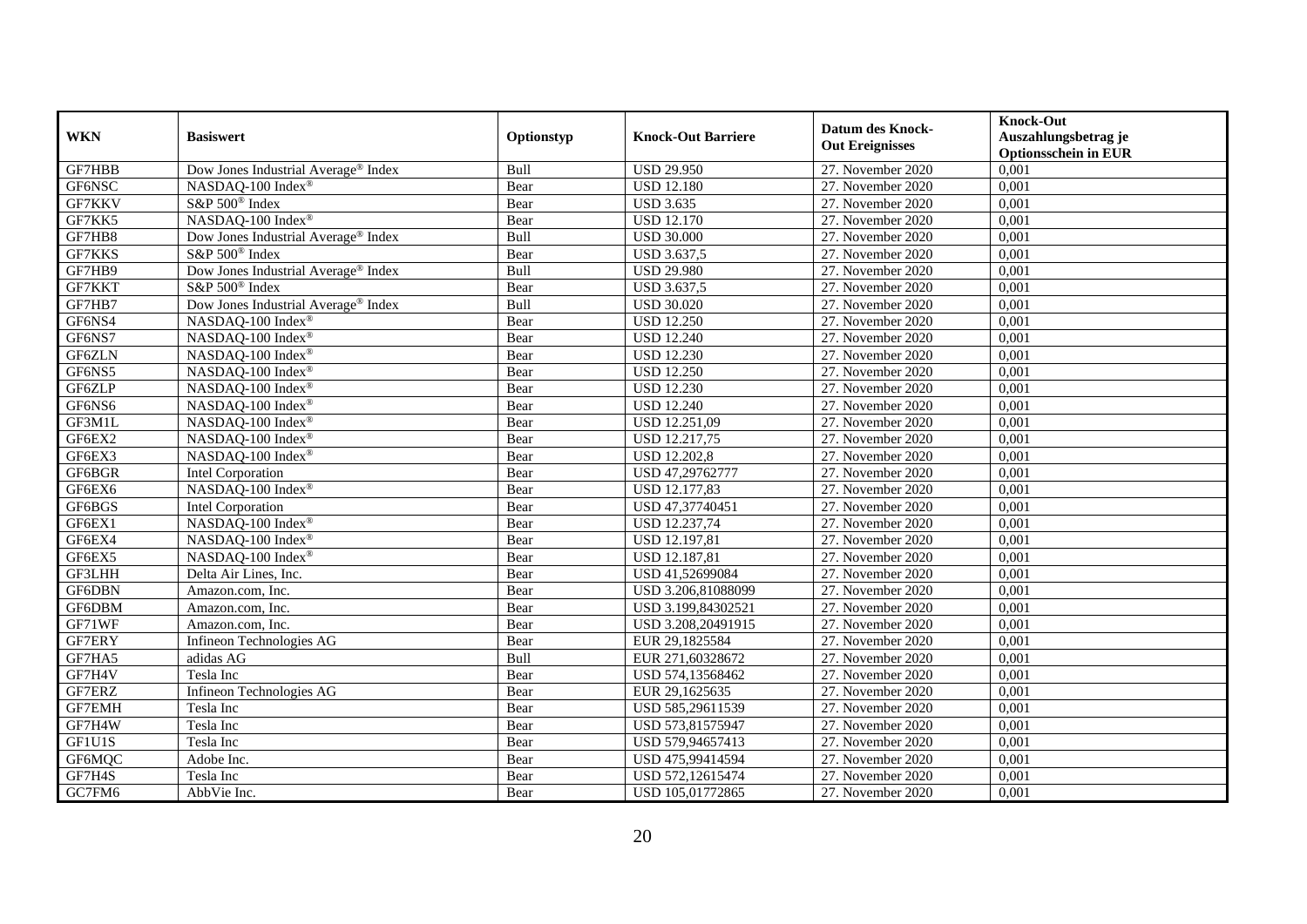| WKN | Basiswert | Optionstyp | Knock-Out Barriere | Datum des Knock-Out Ereignisses | Knock-Out Auszahlungsbetrag je Optionsschein in EUR |
|---|---|---|---|---|---|
| GF7HBB | Dow Jones Industrial Average® Index | Bull | USD 29.950 | 27. November 2020 | 0,001 |
| GF6NSC | NASDAQ-100 Index® | Bear | USD 12.180 | 27. November 2020 | 0,001 |
| GF7KKV | S&P 500® Index | Bear | USD 3.635 | 27. November 2020 | 0,001 |
| GF7KK5 | NASDAQ-100 Index® | Bear | USD 12.170 | 27. November 2020 | 0,001 |
| GF7HB8 | Dow Jones Industrial Average® Index | Bull | USD 30.000 | 27. November 2020 | 0,001 |
| GF7KKS | S&P 500® Index | Bear | USD 3.637,5 | 27. November 2020 | 0,001 |
| GF7HB9 | Dow Jones Industrial Average® Index | Bull | USD 29.980 | 27. November 2020 | 0,001 |
| GF7KKT | S&P 500® Index | Bear | USD 3.637,5 | 27. November 2020 | 0,001 |
| GF7HB7 | Dow Jones Industrial Average® Index | Bull | USD 30.020 | 27. November 2020 | 0,001 |
| GF6NS4 | NASDAQ-100 Index® | Bear | USD 12.250 | 27. November 2020 | 0,001 |
| GF6NS7 | NASDAQ-100 Index® | Bear | USD 12.240 | 27. November 2020 | 0,001 |
| GF6ZLN | NASDAQ-100 Index® | Bear | USD 12.230 | 27. November 2020 | 0,001 |
| GF6NS5 | NASDAQ-100 Index® | Bear | USD 12.250 | 27. November 2020 | 0,001 |
| GF6ZLP | NASDAQ-100 Index® | Bear | USD 12.230 | 27. November 2020 | 0,001 |
| GF6NS6 | NASDAQ-100 Index® | Bear | USD 12.240 | 27. November 2020 | 0,001 |
| GF3M1L | NASDAQ-100 Index® | Bear | USD 12.251,09 | 27. November 2020 | 0,001 |
| GF6EX2 | NASDAQ-100 Index® | Bear | USD 12.217,75 | 27. November 2020 | 0,001 |
| GF6EX3 | NASDAQ-100 Index® | Bear | USD 12.202,8 | 27. November 2020 | 0,001 |
| GF6BGR | Intel Corporation | Bear | USD 47,29762777 | 27. November 2020 | 0,001 |
| GF6EX6 | NASDAQ-100 Index® | Bear | USD 12.177,83 | 27. November 2020 | 0,001 |
| GF6BGS | Intel Corporation | Bear | USD 47,37740451 | 27. November 2020 | 0,001 |
| GF6EX1 | NASDAQ-100 Index® | Bear | USD 12.237,74 | 27. November 2020 | 0,001 |
| GF6EX4 | NASDAQ-100 Index® | Bear | USD 12.197,81 | 27. November 2020 | 0,001 |
| GF6EX5 | NASDAQ-100 Index® | Bear | USD 12.187,81 | 27. November 2020 | 0,001 |
| GF3LHH | Delta Air Lines, Inc. | Bear | USD 41,52699084 | 27. November 2020 | 0,001 |
| GF6DBN | Amazon.com, Inc. | Bear | USD 3.206,81088099 | 27. November 2020 | 0,001 |
| GF6DBM | Amazon.com, Inc. | Bear | USD 3.199,84302521 | 27. November 2020 | 0,001 |
| GF71WF | Amazon.com, Inc. | Bear | USD 3.208,20491915 | 27. November 2020 | 0,001 |
| GF7ERY | Infineon Technologies AG | Bear | EUR 29,1825584 | 27. November 2020 | 0,001 |
| GF7HA5 | adidas AG | Bull | EUR 271,60328672 | 27. November 2020 | 0,001 |
| GF7H4V | Tesla Inc | Bear | USD 574,13568462 | 27. November 2020 | 0,001 |
| GF7ERZ | Infineon Technologies AG | Bear | EUR 29,1625635 | 27. November 2020 | 0,001 |
| GF7EMH | Tesla Inc | Bear | USD 585,29611539 | 27. November 2020 | 0,001 |
| GF7H4W | Tesla Inc | Bear | USD 573,81575947 | 27. November 2020 | 0,001 |
| GF1U1S | Tesla Inc | Bear | USD 579,94657413 | 27. November 2020 | 0,001 |
| GF6MQC | Adobe Inc. | Bear | USD 475,99414594 | 27. November 2020 | 0,001 |
| GF7H4S | Tesla Inc | Bear | USD 572,12615474 | 27. November 2020 | 0,001 |
| GC7FM6 | AbbVie Inc. | Bear | USD 105,01772865 | 27. November 2020 | 0,001 |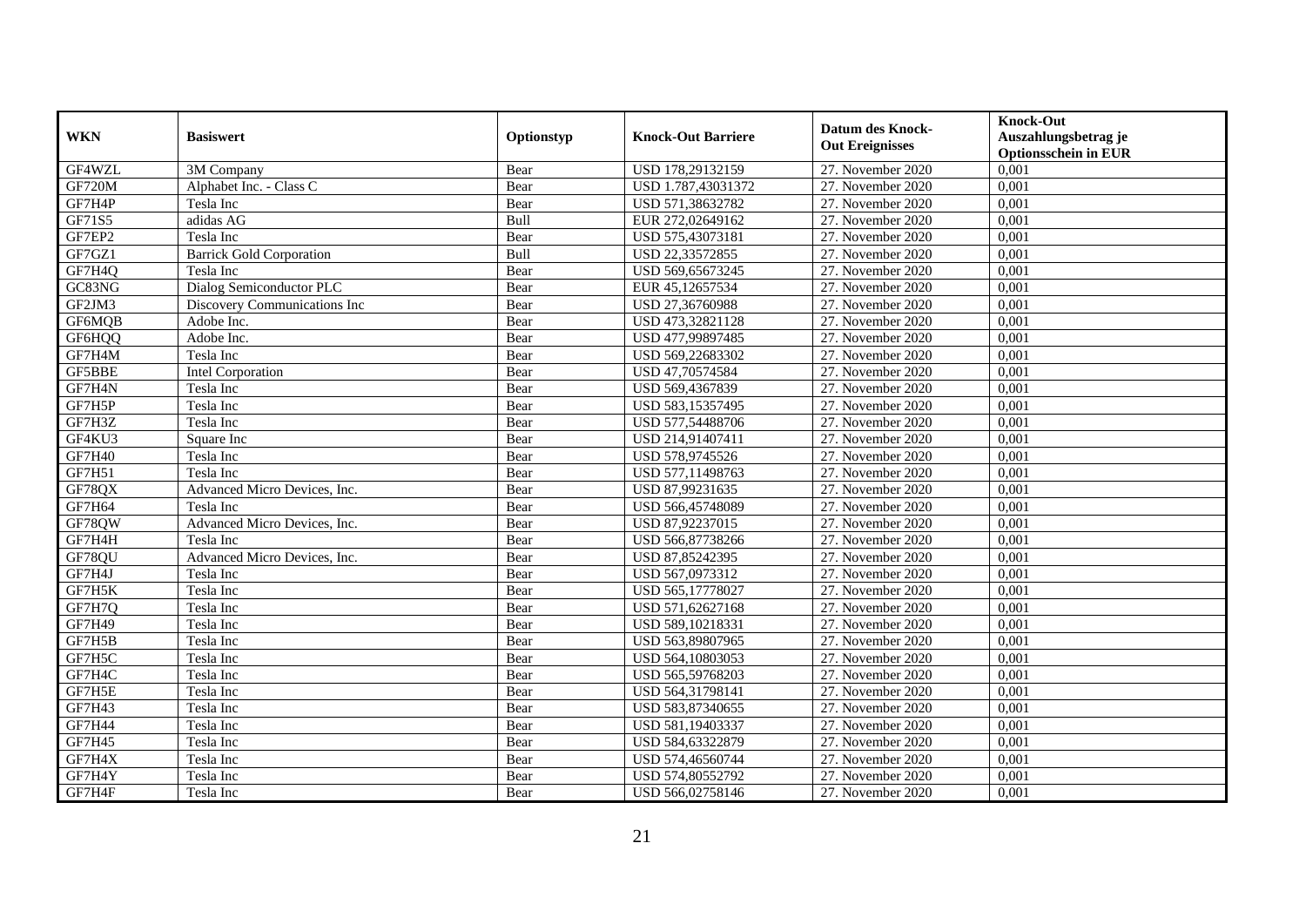| WKN | Basiswert | Optionstyp | Knock-Out Barriere | Datum des Knock-Out Ereignisses | Knock-Out Auszahlungsbetrag je Optionsschein in EUR |
|---|---|---|---|---|---|
| GF4WZL | 3M Company | Bear | USD 178,29132159 | 27. November 2020 | 0,001 |
| GF720M | Alphabet Inc. - Class C | Bear | USD 1.787,43031372 | 27. November 2020 | 0,001 |
| GF7H4P | Tesla Inc | Bear | USD 571,38632782 | 27. November 2020 | 0,001 |
| GF71S5 | adidas AG | Bull | EUR 272,02649162 | 27. November 2020 | 0,001 |
| GF7EP2 | Tesla Inc | Bear | USD 575,43073181 | 27. November 2020 | 0,001 |
| GF7GZ1 | Barrick Gold Corporation | Bull | USD 22,33572855 | 27. November 2020 | 0,001 |
| GF7H4Q | Tesla Inc | Bear | USD 569,65673245 | 27. November 2020 | 0,001 |
| GC83NG | Dialog Semiconductor PLC | Bear | EUR 45,12657534 | 27. November 2020 | 0,001 |
| GF2JM3 | Discovery Communications Inc | Bear | USD 27,36760988 | 27. November 2020 | 0,001 |
| GF6MQB | Adobe Inc. | Bear | USD 473,32821128 | 27. November 2020 | 0,001 |
| GF6HQQ | Adobe Inc. | Bear | USD 477,99897485 | 27. November 2020 | 0,001 |
| GF7H4M | Tesla Inc | Bear | USD 569,22683302 | 27. November 2020 | 0,001 |
| GF5BBE | Intel Corporation | Bear | USD 47,70574584 | 27. November 2020 | 0,001 |
| GF7H4N | Tesla Inc | Bear | USD 569,4367839 | 27. November 2020 | 0,001 |
| GF7H5P | Tesla Inc | Bear | USD 583,15357495 | 27. November 2020 | 0,001 |
| GF7H3Z | Tesla Inc | Bear | USD 577,54488706 | 27. November 2020 | 0,001 |
| GF4KU3 | Square Inc | Bear | USD 214,91407411 | 27. November 2020 | 0,001 |
| GF7H40 | Tesla Inc | Bear | USD 578,9745526 | 27. November 2020 | 0,001 |
| GF7H51 | Tesla Inc | Bear | USD 577,11498763 | 27. November 2020 | 0,001 |
| GF78QX | Advanced Micro Devices, Inc. | Bear | USD 87,99231635 | 27. November 2020 | 0,001 |
| GF7H64 | Tesla Inc | Bear | USD 566,45748089 | 27. November 2020 | 0,001 |
| GF78QW | Advanced Micro Devices, Inc. | Bear | USD 87,92237015 | 27. November 2020 | 0,001 |
| GF7H4H | Tesla Inc | Bear | USD 566,87738266 | 27. November 2020 | 0,001 |
| GF78QU | Advanced Micro Devices, Inc. | Bear | USD 87,85242395 | 27. November 2020 | 0,001 |
| GF7H4J | Tesla Inc | Bear | USD 567,0973312 | 27. November 2020 | 0,001 |
| GF7H5K | Tesla Inc | Bear | USD 565,17778027 | 27. November 2020 | 0,001 |
| GF7H7Q | Tesla Inc | Bear | USD 571,62627168 | 27. November 2020 | 0,001 |
| GF7H49 | Tesla Inc | Bear | USD 589,10218331 | 27. November 2020 | 0,001 |
| GF7H5B | Tesla Inc | Bear | USD 563,89807965 | 27. November 2020 | 0,001 |
| GF7H5C | Tesla Inc | Bear | USD 564,10803053 | 27. November 2020 | 0,001 |
| GF7H4C | Tesla Inc | Bear | USD 565,59768203 | 27. November 2020 | 0,001 |
| GF7H5E | Tesla Inc | Bear | USD 564,31798141 | 27. November 2020 | 0,001 |
| GF7H43 | Tesla Inc | Bear | USD 583,87340655 | 27. November 2020 | 0,001 |
| GF7H44 | Tesla Inc | Bear | USD 581,19403337 | 27. November 2020 | 0,001 |
| GF7H45 | Tesla Inc | Bear | USD 584,63322879 | 27. November 2020 | 0,001 |
| GF7H4X | Tesla Inc | Bear | USD 574,46560744 | 27. November 2020 | 0,001 |
| GF7H4Y | Tesla Inc | Bear | USD 574,80552792 | 27. November 2020 | 0,001 |
| GF7H4F | Tesla Inc | Bear | USD 566,02758146 | 27. November 2020 | 0,001 |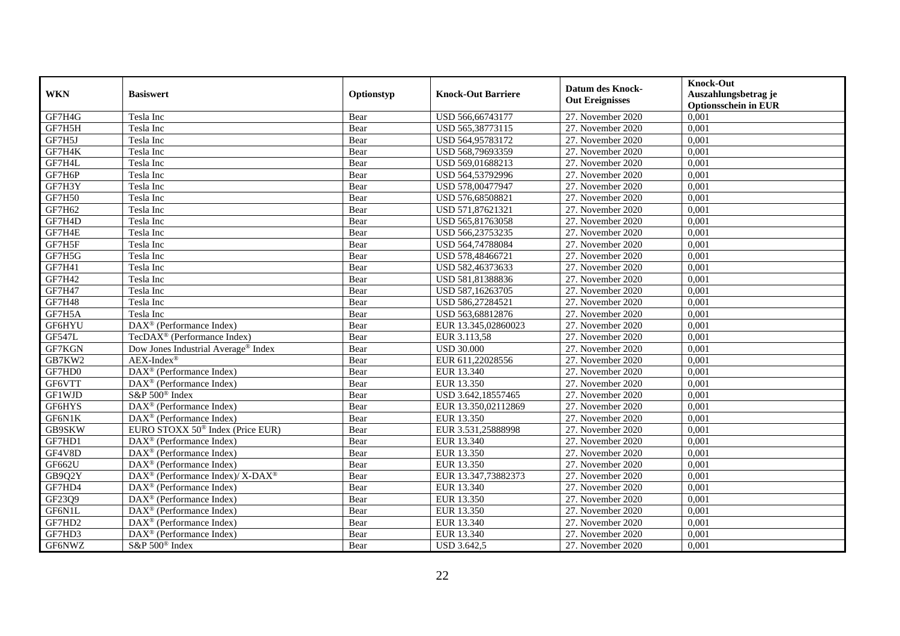| WKN | Basiswert | Optionstyp | Knock-Out Barriere | Datum des Knock-Out Ereignisses | Knock-Out Auszahlungsbetrag je Optionsschein in EUR |
|---|---|---|---|---|---|
| GF7H4G | Tesla Inc | Bear | USD 566,66743177 | 27. November 2020 | 0,001 |
| GF7H5H | Tesla Inc | Bear | USD 565,38773115 | 27. November 2020 | 0,001 |
| GF7H5J | Tesla Inc | Bear | USD 564,95783172 | 27. November 2020 | 0,001 |
| GF7H4K | Tesla Inc | Bear | USD 568,79693359 | 27. November 2020 | 0,001 |
| GF7H4L | Tesla Inc | Bear | USD 569,01688213 | 27. November 2020 | 0,001 |
| GF7H6P | Tesla Inc | Bear | USD 564,53792996 | 27. November 2020 | 0,001 |
| GF7H3Y | Tesla Inc | Bear | USD 578,00477947 | 27. November 2020 | 0,001 |
| GF7H50 | Tesla Inc | Bear | USD 576,68508821 | 27. November 2020 | 0,001 |
| GF7H62 | Tesla Inc | Bear | USD 571,87621321 | 27. November 2020 | 0,001 |
| GF7H4D | Tesla Inc | Bear | USD 565,81763058 | 27. November 2020 | 0,001 |
| GF7H4E | Tesla Inc | Bear | USD 566,23753235 | 27. November 2020 | 0,001 |
| GF7H5F | Tesla Inc | Bear | USD 564,74788084 | 27. November 2020 | 0,001 |
| GF7H5G | Tesla Inc | Bear | USD 578,48466721 | 27. November 2020 | 0,001 |
| GF7H41 | Tesla Inc | Bear | USD 582,46373633 | 27. November 2020 | 0,001 |
| GF7H42 | Tesla Inc | Bear | USD 581,81388836 | 27. November 2020 | 0,001 |
| GF7H47 | Tesla Inc | Bear | USD 587,16263705 | 27. November 2020 | 0,001 |
| GF7H48 | Tesla Inc | Bear | USD 586,27284521 | 27. November 2020 | 0,001 |
| GF7H5A | Tesla Inc | Bear | USD 563,68812876 | 27. November 2020 | 0,001 |
| GF6HYU | DAX® (Performance Index) | Bear | EUR 13.345,02860023 | 27. November 2020 | 0,001 |
| GF547L | TecDAX® (Performance Index) | Bear | EUR 3.113,58 | 27. November 2020 | 0,001 |
| GF7KGN | Dow Jones Industrial Average® Index | Bear | USD 30.000 | 27. November 2020 | 0,001 |
| GB7KW2 | AEX-Index® | Bear | EUR 611,22028556 | 27. November 2020 | 0,001 |
| GF7HD0 | DAX® (Performance Index) | Bear | EUR 13.340 | 27. November 2020 | 0,001 |
| GF6VTT | DAX® (Performance Index) | Bear | EUR 13.350 | 27. November 2020 | 0,001 |
| GF1WJD | S&P 500® Index | Bear | USD 3.642,18557465 | 27. November 2020 | 0,001 |
| GF6HYS | DAX® (Performance Index) | Bear | EUR 13.350,02112869 | 27. November 2020 | 0,001 |
| GF6N1K | DAX® (Performance Index) | Bear | EUR 13.350 | 27. November 2020 | 0,001 |
| GB9SKW | EURO STOXX 50® Index (Price EUR) | Bear | EUR 3.531,25888998 | 27. November 2020 | 0,001 |
| GF7HD1 | DAX® (Performance Index) | Bear | EUR 13.340 | 27. November 2020 | 0,001 |
| GF4V8D | DAX® (Performance Index) | Bear | EUR 13.350 | 27. November 2020 | 0,001 |
| GF662U | DAX® (Performance Index) | Bear | EUR 13.350 | 27. November 2020 | 0,001 |
| GB9Q2Y | DAX® (Performance Index)/ X-DAX® | Bear | EUR 13.347,73882373 | 27. November 2020 | 0,001 |
| GF7HD4 | DAX® (Performance Index) | Bear | EUR 13.340 | 27. November 2020 | 0,001 |
| GF23Q9 | DAX® (Performance Index) | Bear | EUR 13.350 | 27. November 2020 | 0,001 |
| GF6N1L | DAX® (Performance Index) | Bear | EUR 13.350 | 27. November 2020 | 0,001 |
| GF7HD2 | DAX® (Performance Index) | Bear | EUR 13.340 | 27. November 2020 | 0,001 |
| GF7HD3 | DAX® (Performance Index) | Bear | EUR 13.340 | 27. November 2020 | 0,001 |
| GF6NWZ | S&P 500® Index | Bear | USD 3.642,5 | 27. November 2020 | 0,001 |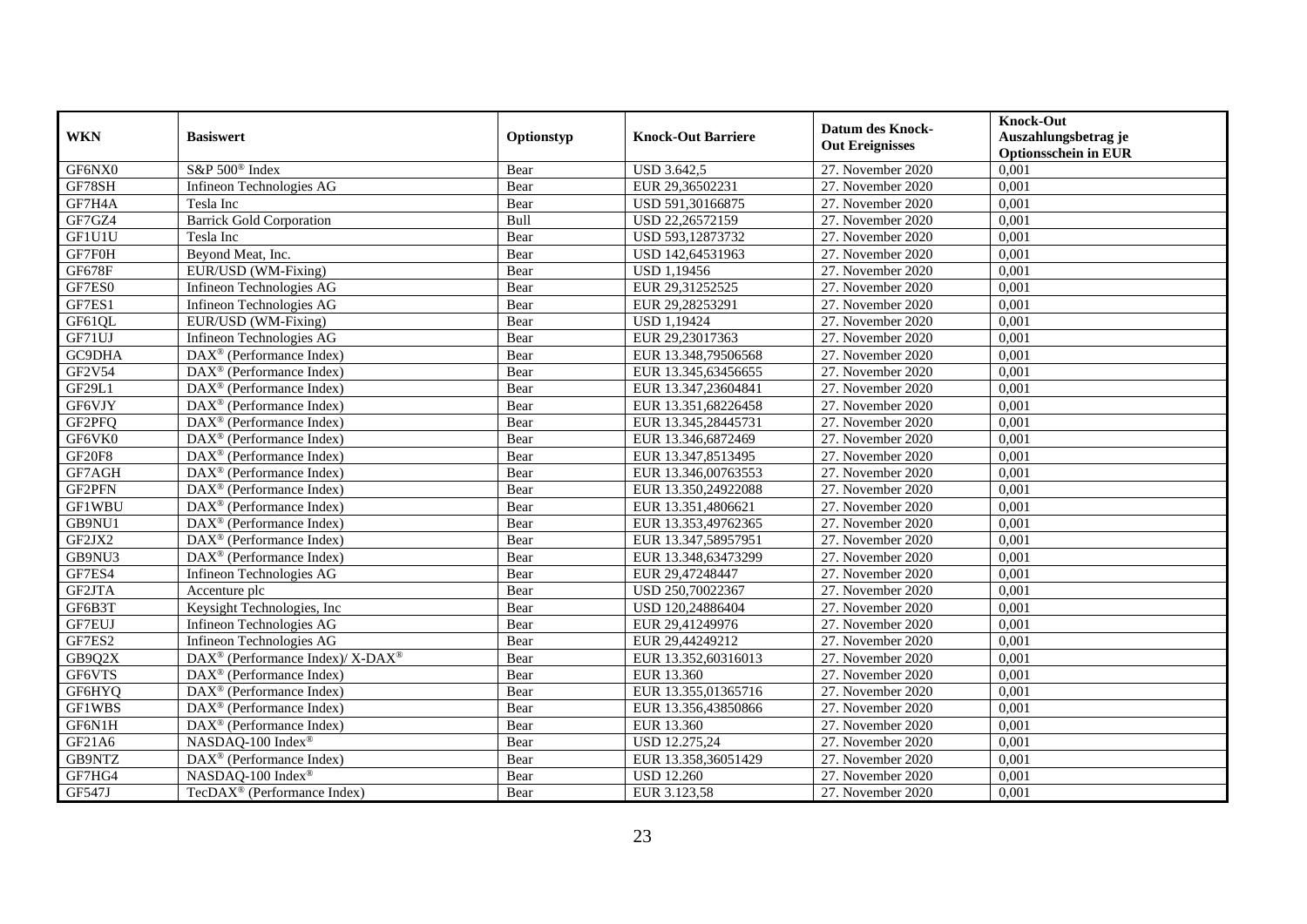| WKN | Basiswert | Optionstyp | Knock-Out Barriere | Datum des Knock-Out Ereignisses | Knock-Out Auszahlungsbetrag je Optionsschein in EUR |
|---|---|---|---|---|---|
| GF6NX0 | S&P 500® Index | Bear | USD 3.642,5 | 27. November 2020 | 0,001 |
| GF78SH | Infineon Technologies AG | Bear | EUR 29,36502231 | 27. November 2020 | 0,001 |
| GF7H4A | Tesla Inc | Bear | USD 591,30166875 | 27. November 2020 | 0,001 |
| GF7GZ4 | Barrick Gold Corporation | Bull | USD 22,26572159 | 27. November 2020 | 0,001 |
| GF1U1U | Tesla Inc | Bear | USD 593,12873732 | 27. November 2020 | 0,001 |
| GF7F0H | Beyond Meat, Inc. | Bear | USD 142,64531963 | 27. November 2020 | 0,001 |
| GF678F | EUR/USD (WM-Fixing) | Bear | USD 1,19456 | 27. November 2020 | 0,001 |
| GF7ES0 | Infineon Technologies AG | Bear | EUR 29,31252525 | 27. November 2020 | 0,001 |
| GF7ES1 | Infineon Technologies AG | Bear | EUR 29,28253291 | 27. November 2020 | 0,001 |
| GF61QL | EUR/USD (WM-Fixing) | Bear | USD 1,19424 | 27. November 2020 | 0,001 |
| GF71UJ | Infineon Technologies AG | Bear | EUR 29,23017363 | 27. November 2020 | 0,001 |
| GC9DHA | DAX® (Performance Index) | Bear | EUR 13.348,79506568 | 27. November 2020 | 0,001 |
| GF2V54 | DAX® (Performance Index) | Bear | EUR 13.345,63456655 | 27. November 2020 | 0,001 |
| GF29L1 | DAX® (Performance Index) | Bear | EUR 13.347,23604841 | 27. November 2020 | 0,001 |
| GF6VJY | DAX® (Performance Index) | Bear | EUR 13.351,68226458 | 27. November 2020 | 0,001 |
| GF2PFQ | DAX® (Performance Index) | Bear | EUR 13.345,28445731 | 27. November 2020 | 0,001 |
| GF6VK0 | DAX® (Performance Index) | Bear | EUR 13.346,6872469 | 27. November 2020 | 0,001 |
| GF20F8 | DAX® (Performance Index) | Bear | EUR 13.347,8513495 | 27. November 2020 | 0,001 |
| GF7AGH | DAX® (Performance Index) | Bear | EUR 13.346,00763553 | 27. November 2020 | 0,001 |
| GF2PFN | DAX® (Performance Index) | Bear | EUR 13.350,24922088 | 27. November 2020 | 0,001 |
| GF1WBU | DAX® (Performance Index) | Bear | EUR 13.351,4806621 | 27. November 2020 | 0,001 |
| GB9NU1 | DAX® (Performance Index) | Bear | EUR 13.353,49762365 | 27. November 2020 | 0,001 |
| GF2JX2 | DAX® (Performance Index) | Bear | EUR 13.347,58957951 | 27. November 2020 | 0,001 |
| GB9NU3 | DAX® (Performance Index) | Bear | EUR 13.348,63473299 | 27. November 2020 | 0,001 |
| GF7ES4 | Infineon Technologies AG | Bear | EUR 29,47248447 | 27. November 2020 | 0,001 |
| GF2JTA | Accenture plc | Bear | USD 250,70022367 | 27. November 2020 | 0,001 |
| GF6B3T | Keysight Technologies, Inc | Bear | USD 120,24886404 | 27. November 2020 | 0,001 |
| GF7EUJ | Infineon Technologies AG | Bear | EUR 29,41249976 | 27. November 2020 | 0,001 |
| GF7ES2 | Infineon Technologies AG | Bear | EUR 29,44249212 | 27. November 2020 | 0,001 |
| GB9Q2X | DAX® (Performance Index)/ X-DAX® | Bear | EUR 13.352,60316013 | 27. November 2020 | 0,001 |
| GF6VTS | DAX® (Performance Index) | Bear | EUR 13.360 | 27. November 2020 | 0,001 |
| GF6HYQ | DAX® (Performance Index) | Bear | EUR 13.355,01365716 | 27. November 2020 | 0,001 |
| GF1WBS | DAX® (Performance Index) | Bear | EUR 13.356,43850866 | 27. November 2020 | 0,001 |
| GF6N1H | DAX® (Performance Index) | Bear | EUR 13.360 | 27. November 2020 | 0,001 |
| GF21A6 | NASDAQ-100 Index® | Bear | USD 12.275,24 | 27. November 2020 | 0,001 |
| GB9NTZ | DAX® (Performance Index) | Bear | EUR 13.358,36051429 | 27. November 2020 | 0,001 |
| GF7HG4 | NASDAQ-100 Index® | Bear | USD 12.260 | 27. November 2020 | 0,001 |
| GF547J | TecDAX® (Performance Index) | Bear | EUR 3.123,58 | 27. November 2020 | 0,001 |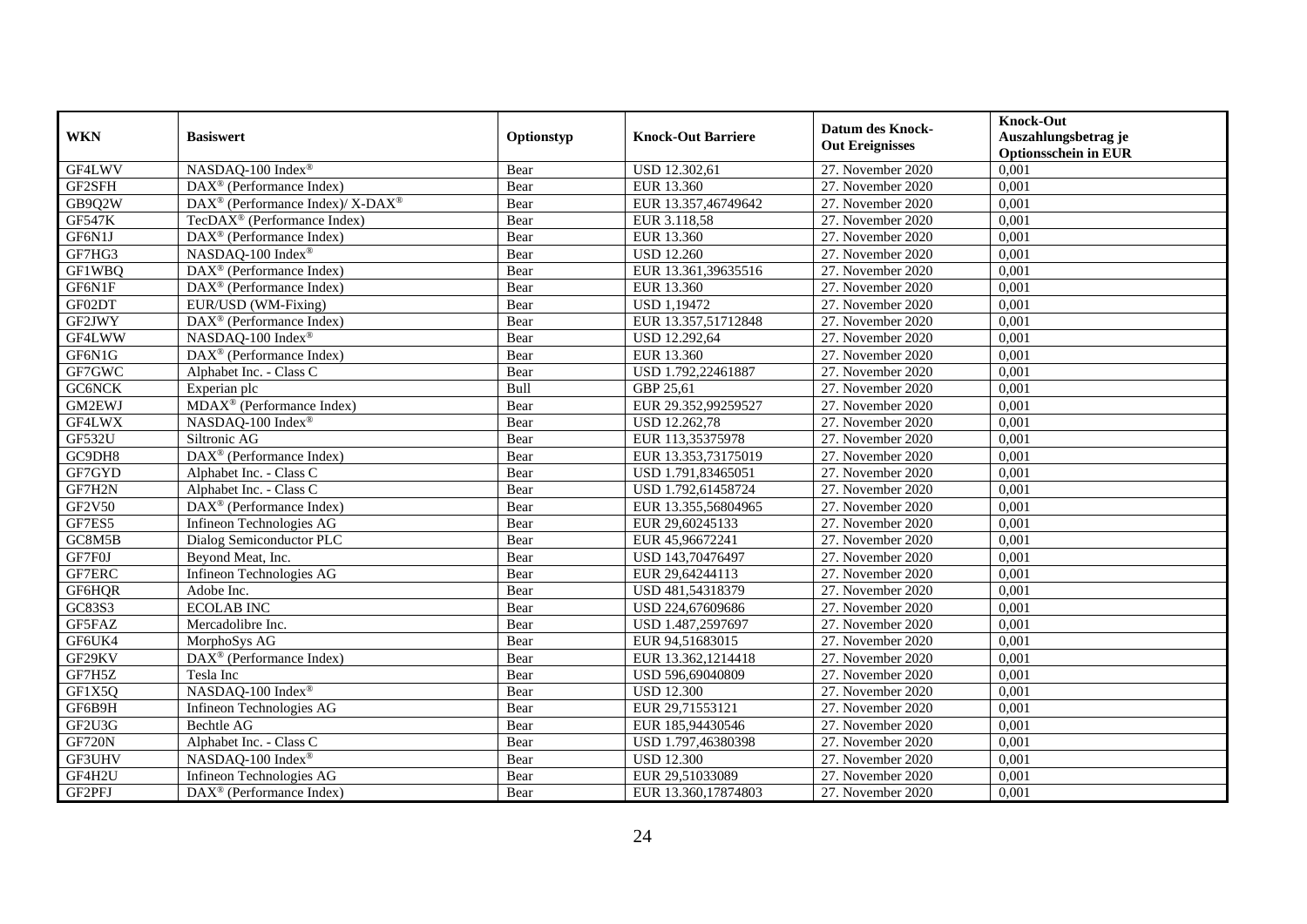| WKN | Basiswert | Optionstyp | Knock-Out Barriere | Datum des Knock-Out Ereignisses | Knock-Out Auszahlungsbetrag je Optionsschein in EUR |
|---|---|---|---|---|---|
| GF4LWV | NASDAQ-100 Index® | Bear | USD 12.302,61 | 27. November 2020 | 0,001 |
| GF2SFH | DAX® (Performance Index) | Bear | EUR 13.360 | 27. November 2020 | 0,001 |
| GB9Q2W | DAX® (Performance Index)/ X-DAX® | Bear | EUR 13.357,46749642 | 27. November 2020 | 0,001 |
| GF547K | TecDAX® (Performance Index) | Bear | EUR 3.118,58 | 27. November 2020 | 0,001 |
| GF6N1J | DAX® (Performance Index) | Bear | EUR 13.360 | 27. November 2020 | 0,001 |
| GF7HG3 | NASDAQ-100 Index® | Bear | USD 12.260 | 27. November 2020 | 0,001 |
| GF1WBQ | DAX® (Performance Index) | Bear | EUR 13.361,39635516 | 27. November 2020 | 0,001 |
| GF6N1F | DAX® (Performance Index) | Bear | EUR 13.360 | 27. November 2020 | 0,001 |
| GF02DT | EUR/USD (WM-Fixing) | Bear | USD 1,19472 | 27. November 2020 | 0,001 |
| GF2JWY | DAX® (Performance Index) | Bear | EUR 13.357,51712848 | 27. November 2020 | 0,001 |
| GF4LWW | NASDAQ-100 Index® | Bear | USD 12.292,64 | 27. November 2020 | 0,001 |
| GF6N1G | DAX® (Performance Index) | Bear | EUR 13.360 | 27. November 2020 | 0,001 |
| GF7GWC | Alphabet Inc. - Class C | Bear | USD 1.792,22461887 | 27. November 2020 | 0,001 |
| GC6NCK | Experian plc | Bull | GBP 25,61 | 27. November 2020 | 0,001 |
| GM2EWJ | MDAX® (Performance Index) | Bear | EUR 29.352,99259527 | 27. November 2020 | 0,001 |
| GF4LWX | NASDAQ-100 Index® | Bear | USD 12.262,78 | 27. November 2020 | 0,001 |
| GF532U | Siltronic AG | Bear | EUR 113,35375978 | 27. November 2020 | 0,001 |
| GC9DH8 | DAX® (Performance Index) | Bear | EUR 13.353,73175019 | 27. November 2020 | 0,001 |
| GF7GYD | Alphabet Inc. - Class C | Bear | USD 1.791,83465051 | 27. November 2020 | 0,001 |
| GF7H2N | Alphabet Inc. - Class C | Bear | USD 1.792,61458724 | 27. November 2020 | 0,001 |
| GF2V50 | DAX® (Performance Index) | Bear | EUR 13.355,56804965 | 27. November 2020 | 0,001 |
| GF7ES5 | Infineon Technologies AG | Bear | EUR 29,60245133 | 27. November 2020 | 0,001 |
| GC8M5B | Dialog Semiconductor PLC | Bear | EUR 45,96672241 | 27. November 2020 | 0,001 |
| GF7F0J | Beyond Meat, Inc. | Bear | USD 143,70476497 | 27. November 2020 | 0,001 |
| GF7ERC | Infineon Technologies AG | Bear | EUR 29,64244113 | 27. November 2020 | 0,001 |
| GF6HQR | Adobe Inc. | Bear | USD 481,54318379 | 27. November 2020 | 0,001 |
| GC83S3 | ECOLAB INC | Bear | USD 224,67609686 | 27. November 2020 | 0,001 |
| GF5FAZ | Mercadolibre Inc. | Bear | USD 1.487,2597697 | 27. November 2020 | 0,001 |
| GF6UK4 | MorphoSys AG | Bear | EUR 94,51683015 | 27. November 2020 | 0,001 |
| GF29KV | DAX® (Performance Index) | Bear | EUR 13.362,1214418 | 27. November 2020 | 0,001 |
| GF7H5Z | Tesla Inc | Bear | USD 596,69040809 | 27. November 2020 | 0,001 |
| GF1X5Q | NASDAQ-100 Index® | Bear | USD 12.300 | 27. November 2020 | 0,001 |
| GF6B9H | Infineon Technologies AG | Bear | EUR 29,71553121 | 27. November 2020 | 0,001 |
| GF2U3G | Bechtle AG | Bear | EUR 185,94430546 | 27. November 2020 | 0,001 |
| GF720N | Alphabet Inc. - Class C | Bear | USD 1.797,46380398 | 27. November 2020 | 0,001 |
| GF3UHV | NASDAQ-100 Index® | Bear | USD 12.300 | 27. November 2020 | 0,001 |
| GF4H2U | Infineon Technologies AG | Bear | EUR 29,51033089 | 27. November 2020 | 0,001 |
| GF2PFJ | DAX® (Performance Index) | Bear | EUR 13.360,17874803 | 27. November 2020 | 0,001 |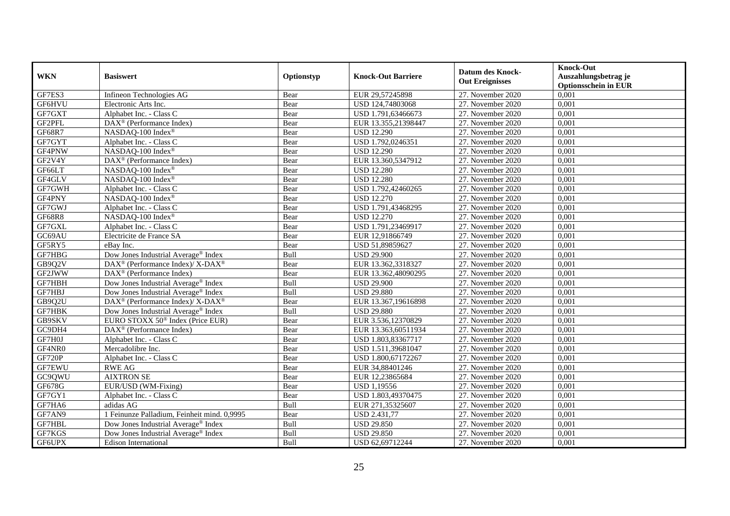| WKN | Basiswert | Optionstyp | Knock-Out Barriere | Datum des Knock-Out Ereignisses | Knock-Out Auszahlungsbetrag je Optionsschein in EUR |
|---|---|---|---|---|---|
| GF7ES3 | Infineon Technologies AG | Bear | EUR 29,57245898 | 27. November 2020 | 0,001 |
| GF6HVU | Electronic Arts Inc. | Bear | USD 124,74803068 | 27. November 2020 | 0,001 |
| GF7GXT | Alphabet Inc. - Class C | Bear | USD 1.791,63466673 | 27. November 2020 | 0,001 |
| GF2PFL | DAX® (Performance Index) | Bear | EUR 13.355,21398447 | 27. November 2020 | 0,001 |
| GF68R7 | NASDAQ-100 Index® | Bear | USD 12.290 | 27. November 2020 | 0,001 |
| GF7GYT | Alphabet Inc. - Class C | Bear | USD 1.792,0246351 | 27. November 2020 | 0,001 |
| GF4PNW | NASDAQ-100 Index® | Bear | USD 12.290 | 27. November 2020 | 0,001 |
| GF2V4Y | DAX® (Performance Index) | Bear | EUR 13.360,5347912 | 27. November 2020 | 0,001 |
| GF66LT | NASDAQ-100 Index® | Bear | USD 12.280 | 27. November 2020 | 0,001 |
| GF4GLV | NASDAQ-100 Index® | Bear | USD 12.280 | 27. November 2020 | 0,001 |
| GF7GWH | Alphabet Inc. - Class C | Bear | USD 1.792,42460265 | 27. November 2020 | 0,001 |
| GF4PNY | NASDAQ-100 Index® | Bear | USD 12.270 | 27. November 2020 | 0,001 |
| GF7GWJ | Alphabet Inc. - Class C | Bear | USD 1.791,43468295 | 27. November 2020 | 0,001 |
| GF68R8 | NASDAQ-100 Index® | Bear | USD 12.270 | 27. November 2020 | 0,001 |
| GF7GXL | Alphabet Inc. - Class C | Bear | USD 1.791,23469917 | 27. November 2020 | 0,001 |
| GC69AU | Electricite de France SA | Bear | EUR 12,91866749 | 27. November 2020 | 0,001 |
| GF5RY5 | eBay Inc. | Bear | USD 51,89859627 | 27. November 2020 | 0,001 |
| GF7HBG | Dow Jones Industrial Average® Index | Bull | USD 29.900 | 27. November 2020 | 0,001 |
| GB9Q2V | DAX® (Performance Index)/ X-DAX® | Bear | EUR 13.362,3318327 | 27. November 2020 | 0,001 |
| GF2JWW | DAX® (Performance Index) | Bear | EUR 13.362,48090295 | 27. November 2020 | 0,001 |
| GF7HBH | Dow Jones Industrial Average® Index | Bull | USD 29.900 | 27. November 2020 | 0,001 |
| GF7HBJ | Dow Jones Industrial Average® Index | Bull | USD 29.880 | 27. November 2020 | 0,001 |
| GB9Q2U | DAX® (Performance Index)/ X-DAX® | Bear | EUR 13.367,19616898 | 27. November 2020 | 0,001 |
| GF7HBK | Dow Jones Industrial Average® Index | Bull | USD 29.880 | 27. November 2020 | 0,001 |
| GB9SKV | EURO STOXX 50® Index (Price EUR) | Bear | EUR 3.536,12370829 | 27. November 2020 | 0,001 |
| GC9DH4 | DAX® (Performance Index) | Bear | EUR 13.363,60511934 | 27. November 2020 | 0,001 |
| GF7H0J | Alphabet Inc. - Class C | Bear | USD 1.803,83367717 | 27. November 2020 | 0,001 |
| GF4NR0 | Mercadolibre Inc. | Bear | USD 1.511,39681047 | 27. November 2020 | 0,001 |
| GF720P | Alphabet Inc. - Class C | Bear | USD 1.800,67172267 | 27. November 2020 | 0,001 |
| GF7EWU | RWE AG | Bear | EUR 34,88401246 | 27. November 2020 | 0,001 |
| GC9QWU | AIXTRON SE | Bear | EUR 12,23865684 | 27. November 2020 | 0,001 |
| GF678G | EUR/USD (WM-Fixing) | Bear | USD 1,19556 | 27. November 2020 | 0,001 |
| GF7GY1 | Alphabet Inc. - Class C | Bear | USD 1.803,49370475 | 27. November 2020 | 0,001 |
| GF7HA6 | adidas AG | Bull | EUR 271,35325607 | 27. November 2020 | 0,001 |
| GF7AN9 | 1 Feinunze Palladium, Feinheit mind. 0,9995 | Bear | USD 2.431,77 | 27. November 2020 | 0,001 |
| GF7HBL | Dow Jones Industrial Average® Index | Bull | USD 29.850 | 27. November 2020 | 0,001 |
| GF7KGS | Dow Jones Industrial Average® Index | Bull | USD 29.850 | 27. November 2020 | 0,001 |
| GF6UPX | Edison International | Bull | USD 62,69712244 | 27. November 2020 | 0,001 |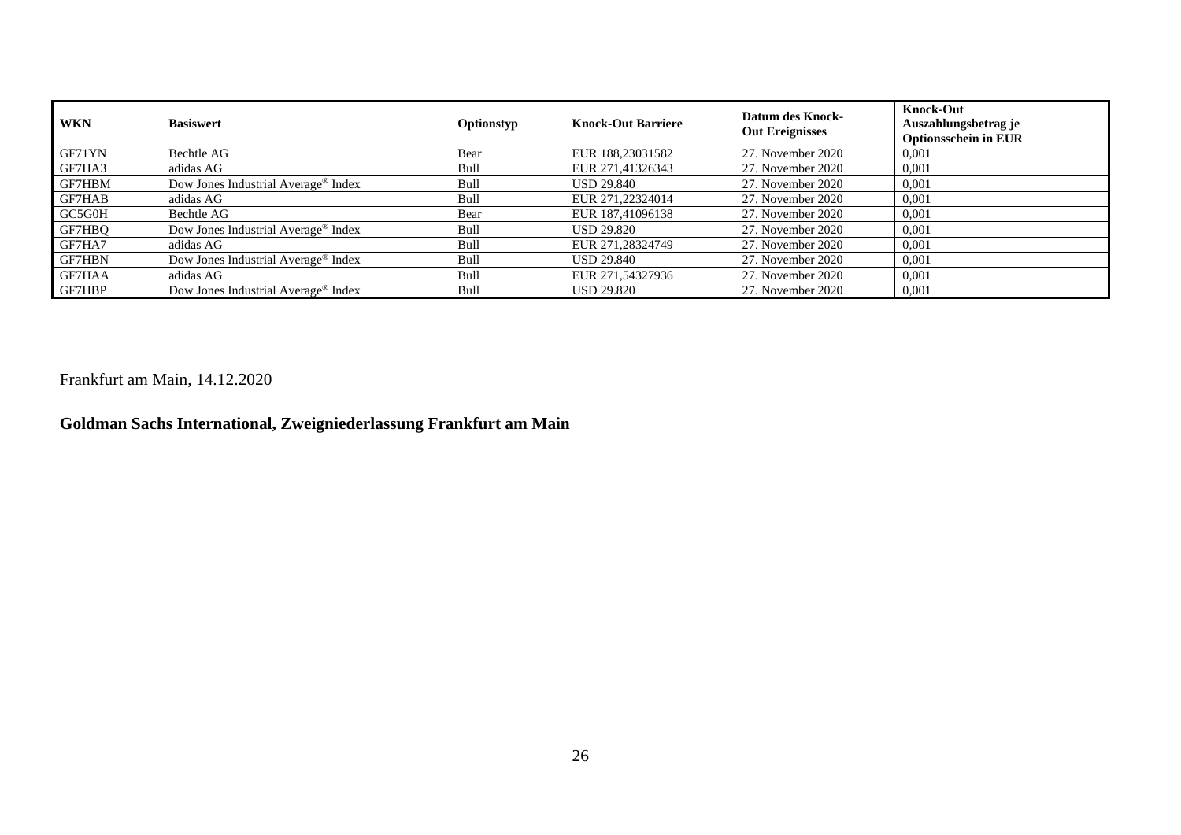| WKN | Basiswert | Optionstyp | Knock-Out Barriere | Datum des Knock-Out Ereignisses | Knock-Out Auszahlungsbetrag je Optionsschein in EUR |
|---|---|---|---|---|---|
| GF71YN | Bechtle AG | Bear | EUR 188,23031582 | 27. November 2020 | 0,001 |
| GF7HA3 | adidas AG | Bull | EUR 271,41326343 | 27. November 2020 | 0,001 |
| GF7HBM | Dow Jones Industrial Average® Index | Bull | USD 29.840 | 27. November 2020 | 0,001 |
| GF7HAB | adidas AG | Bull | EUR 271,22324014 | 27. November 2020 | 0,001 |
| GC5G0H | Bechtle AG | Bear | EUR 187,41096138 | 27. November 2020 | 0,001 |
| GF7HBQ | Dow Jones Industrial Average® Index | Bull | USD 29.820 | 27. November 2020 | 0,001 |
| GF7HA7 | adidas AG | Bull | EUR 271,28324749 | 27. November 2020 | 0,001 |
| GF7HBN | Dow Jones Industrial Average® Index | Bull | USD 29.840 | 27. November 2020 | 0,001 |
| GF7HAA | adidas AG | Bull | EUR 271,54327936 | 27. November 2020 | 0,001 |
| GF7HBP | Dow Jones Industrial Average® Index | Bull | USD 29.820 | 27. November 2020 | 0,001 |

Frankfurt am Main, 14.12.2020

**Goldman Sachs International, Zweigniederlassung Frankfurt am Main**